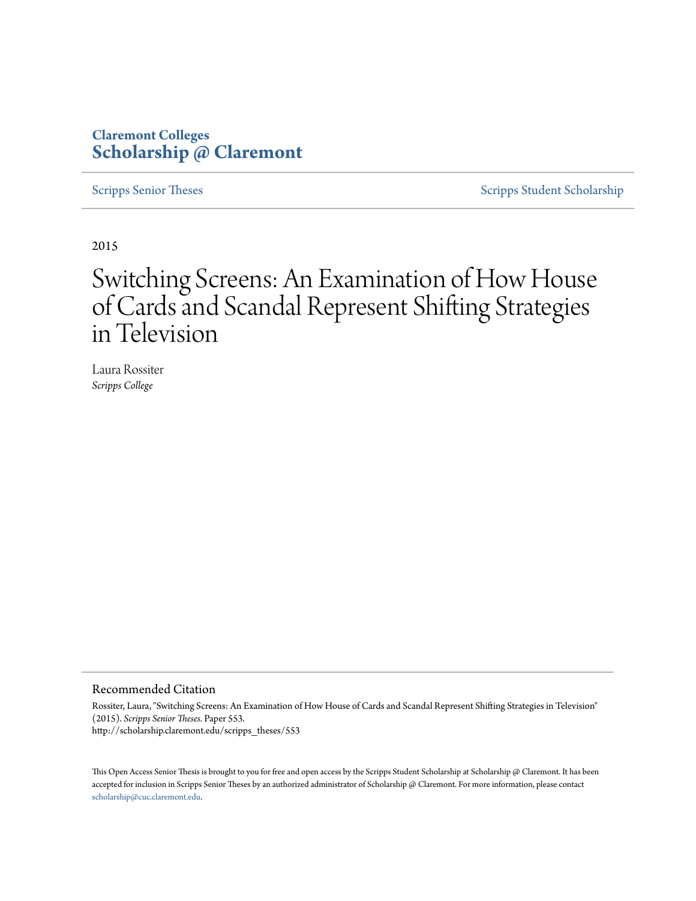**Claremont Colleges**
**Scholarship @ Claremont**

Scripps Senior Theses

Scripps Student Scholarship

2015

# Switching Screens: An Examination of How House of Cards and Scandal Represent Shifting Strategies in Television

Laura Rossiter
*Scripps College*

## Recommended Citation

Rossiter, Laura, "Switching Screens: An Examination of How House of Cards and Scandal Represent Shifting Strategies in Television" (2015). *Scripps Senior Theses.* Paper 553.
http://scholarship.claremont.edu/scripps_theses/553

This Open Access Senior Thesis is brought to you for free and open access by the Scripps Student Scholarship at Scholarship @ Claremont. It has been accepted for inclusion in Scripps Senior Theses by an authorized administrator of Scholarship @ Claremont. For more information, please contact scholarship@cuc.claremont.edu.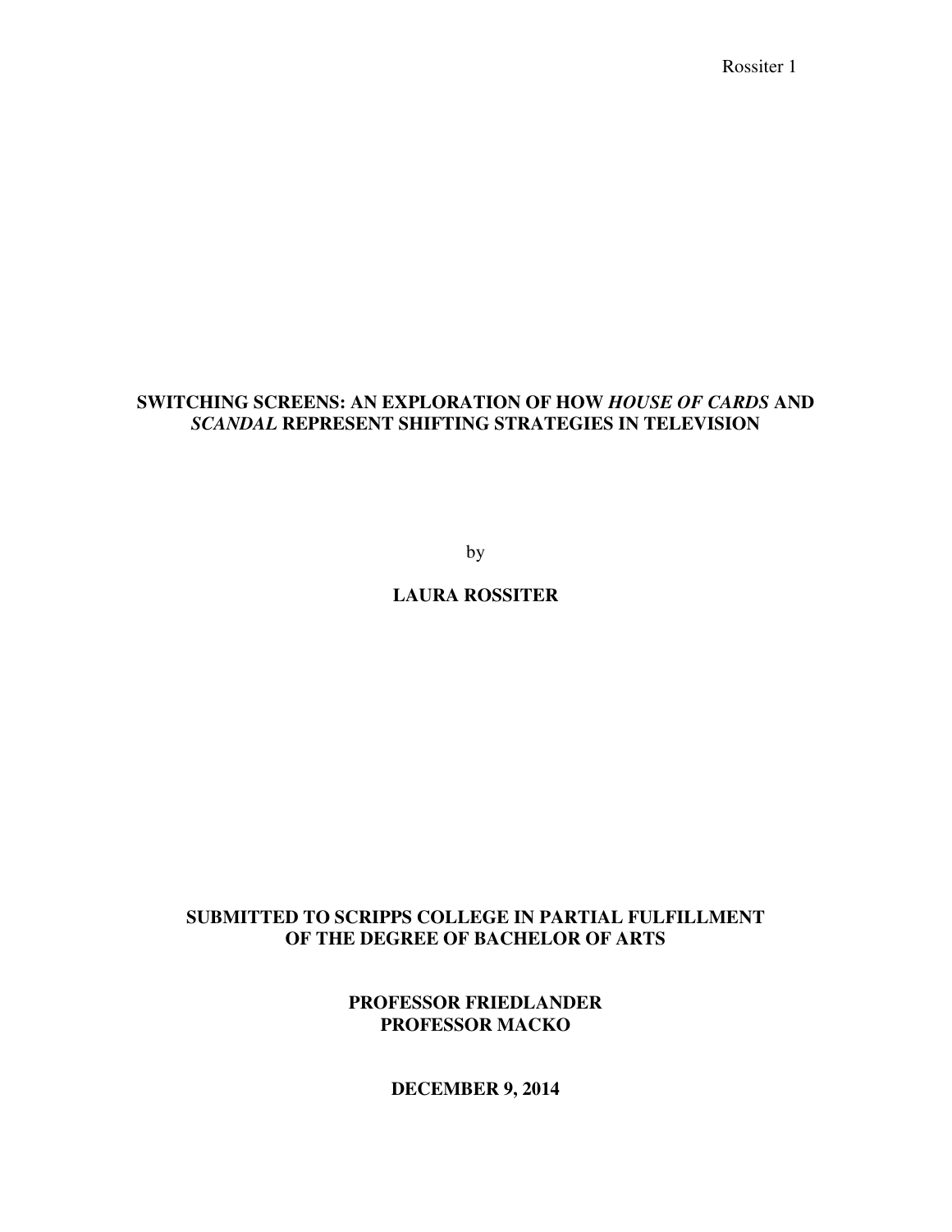**SWITCHING SCREENS: AN EXPLORATION OF HOW *HOUSE OF CARDS* AND *SCANDAL* REPRESENT SHIFTING STRATEGIES IN TELEVISION**

by

**LAURA ROSSITER**

**SUBMITTED TO SCRIPPS COLLEGE IN PARTIAL FULFILLMENT OF THE DEGREE OF BACHELOR OF ARTS**

**PROFESSOR FRIEDLANDER**
**PROFESSOR MACKO**

**DECEMBER 9, 2014**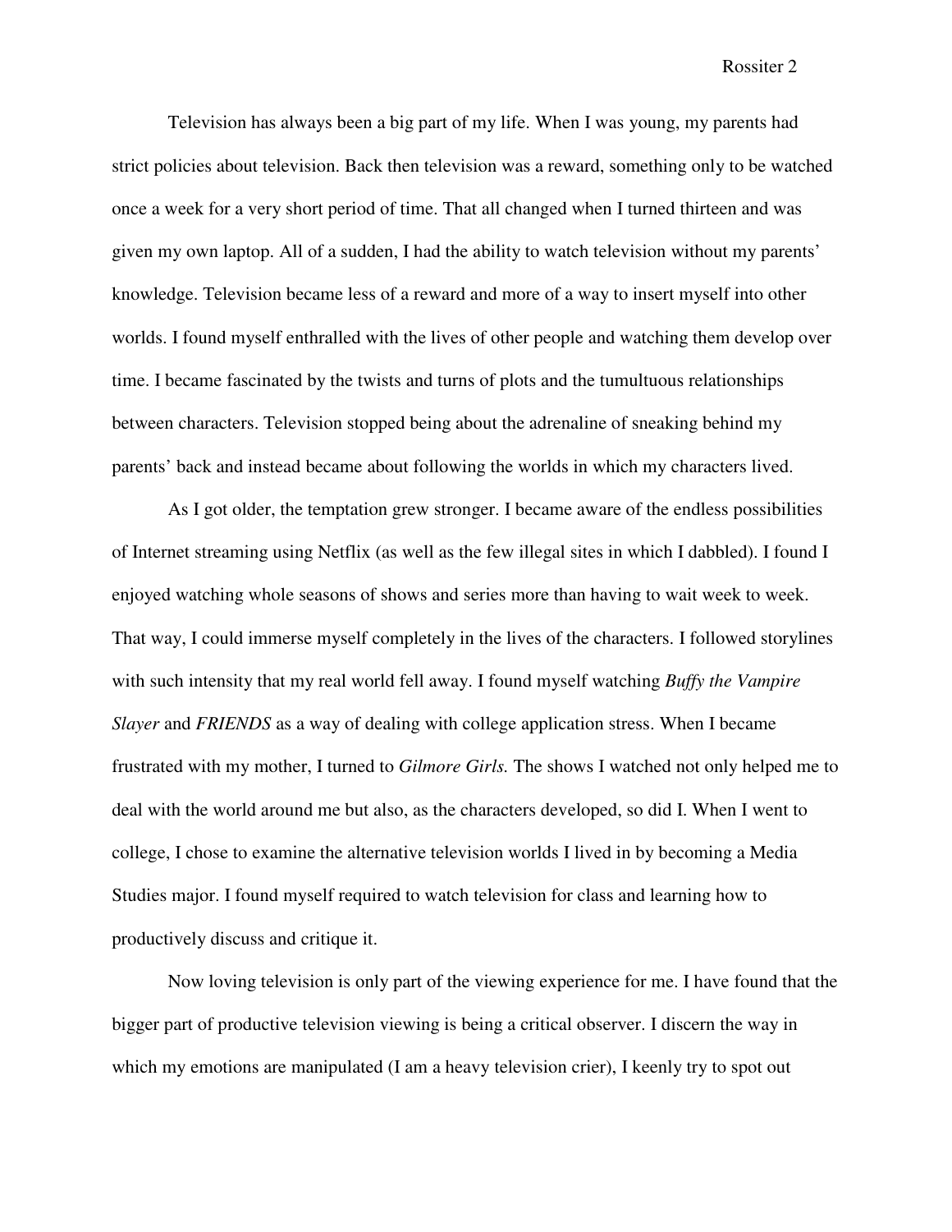Television has always been a big part of my life. When I was young, my parents had strict policies about television. Back then television was a reward, something only to be watched once a week for a very short period of time. That all changed when I turned thirteen and was given my own laptop. All of a sudden, I had the ability to watch television without my parents' knowledge. Television became less of a reward and more of a way to insert myself into other worlds. I found myself enthralled with the lives of other people and watching them develop over time. I became fascinated by the twists and turns of plots and the tumultuous relationships between characters. Television stopped being about the adrenaline of sneaking behind my parents' back and instead became about following the worlds in which my characters lived.

As I got older, the temptation grew stronger. I became aware of the endless possibilities of Internet streaming using Netflix (as well as the few illegal sites in which I dabbled). I found I enjoyed watching whole seasons of shows and series more than having to wait week to week. That way, I could immerse myself completely in the lives of the characters. I followed storylines with such intensity that my real world fell away. I found myself watching *Buffy the Vampire Slayer* and *FRIENDS* as a way of dealing with college application stress. When I became frustrated with my mother, I turned to *Gilmore Girls.* The shows I watched not only helped me to deal with the world around me but also, as the characters developed, so did I. When I went to college, I chose to examine the alternative television worlds I lived in by becoming a Media Studies major. I found myself required to watch television for class and learning how to productively discuss and critique it.

Now loving television is only part of the viewing experience for me. I have found that the bigger part of productive television viewing is being a critical observer. I discern the way in which my emotions are manipulated (I am a heavy television crier), I keenly try to spot out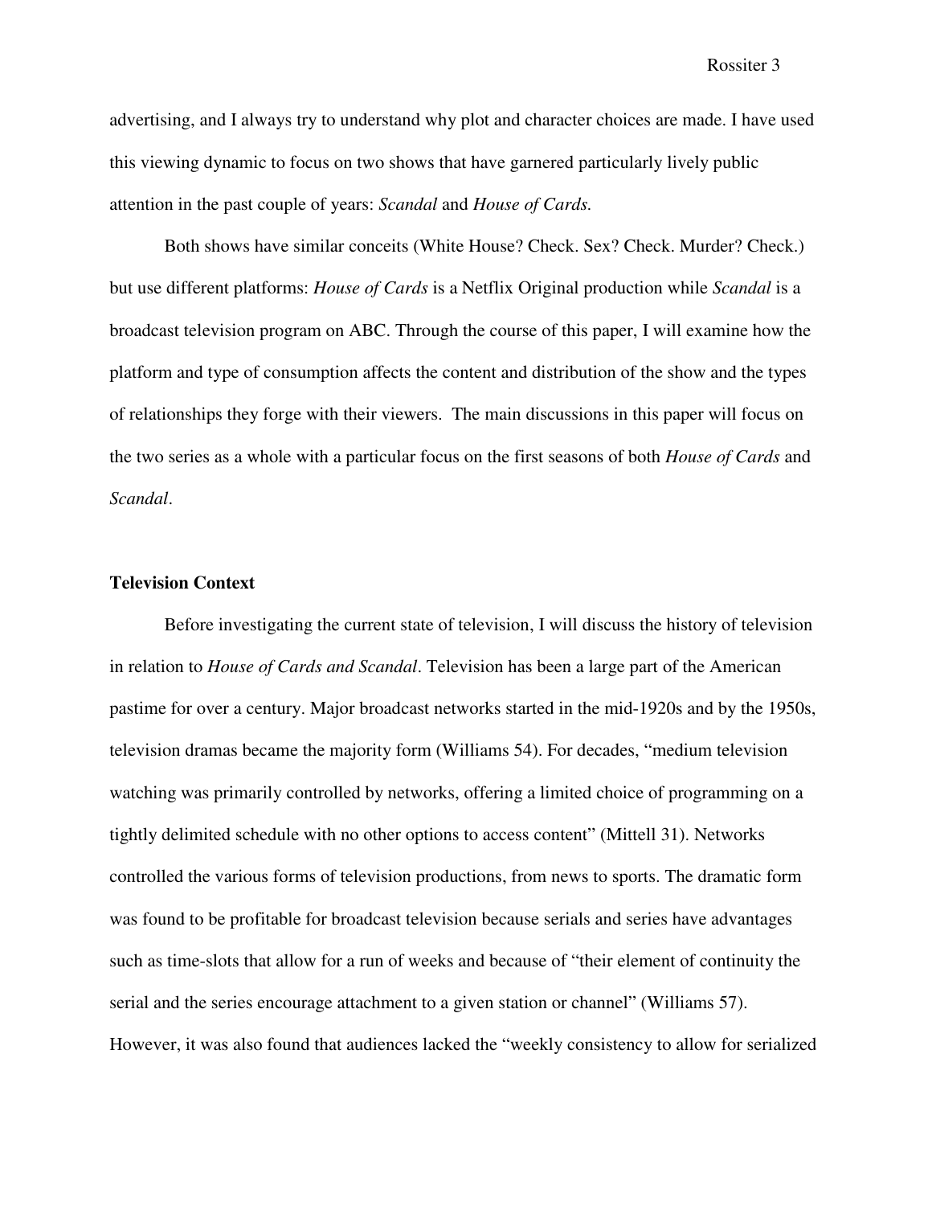advertising, and I always try to understand why plot and character choices are made. I have used this viewing dynamic to focus on two shows that have garnered particularly lively public attention in the past couple of years: *Scandal* and *House of Cards.*

Both shows have similar conceits (White House? Check. Sex? Check. Murder? Check.) but use different platforms: *House of Cards* is a Netflix Original production while *Scandal* is a broadcast television program on ABC. Through the course of this paper, I will examine how the platform and type of consumption affects the content and distribution of the show and the types of relationships they forge with their viewers. The main discussions in this paper will focus on the two series as a whole with a particular focus on the first seasons of both *House of Cards* and *Scandal*.

**Television Context**

Before investigating the current state of television, I will discuss the history of television in relation to *House of Cards and Scandal*. Television has been a large part of the American pastime for over a century. Major broadcast networks started in the mid-1920s and by the 1950s, television dramas became the majority form (Williams 54). For decades, "medium television watching was primarily controlled by networks, offering a limited choice of programming on a tightly delimited schedule with no other options to access content" (Mittell 31). Networks controlled the various forms of television productions, from news to sports. The dramatic form was found to be profitable for broadcast television because serials and series have advantages such as time-slots that allow for a run of weeks and because of "their element of continuity the serial and the series encourage attachment to a given station or channel" (Williams 57). However, it was also found that audiences lacked the "weekly consistency to allow for serialized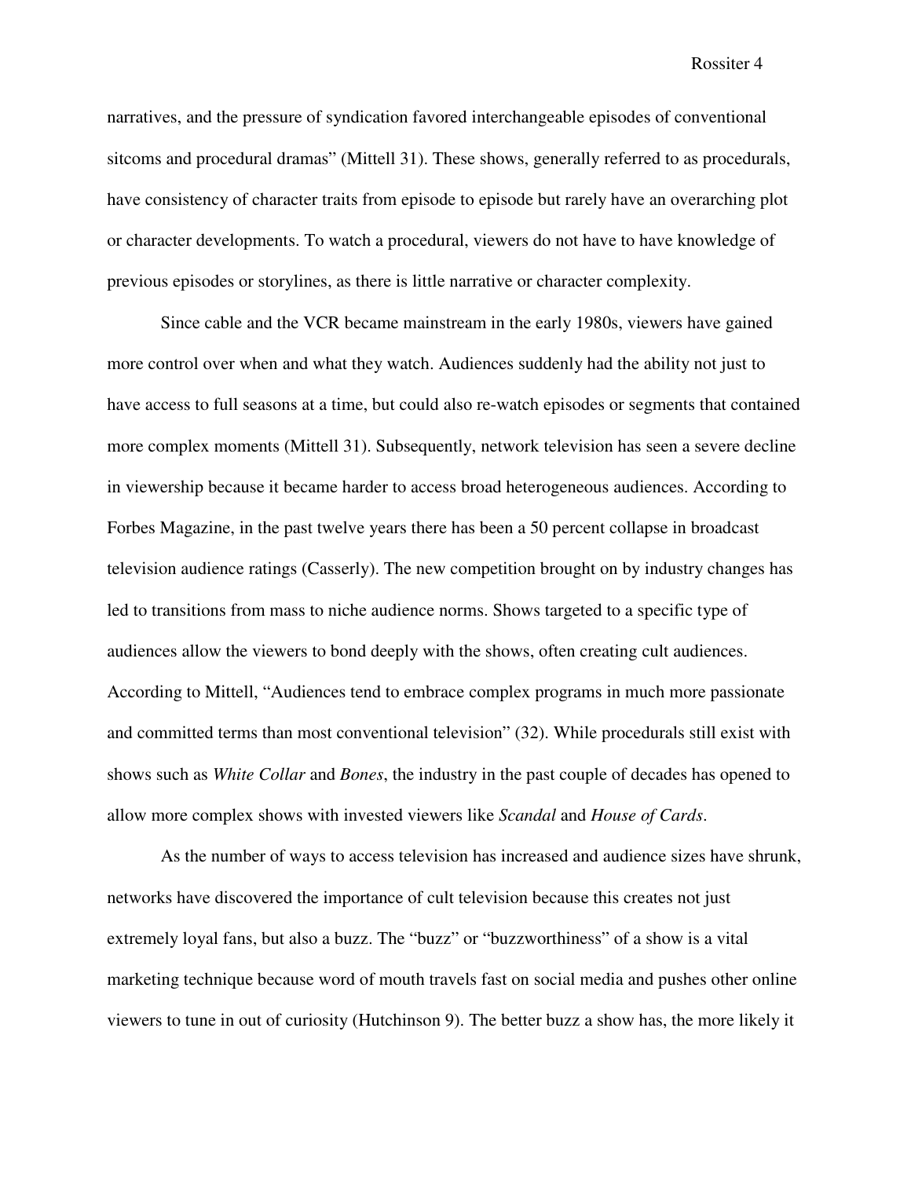narratives, and the pressure of syndication favored interchangeable episodes of conventional sitcoms and procedural dramas" (Mittell 31). These shows, generally referred to as procedurals, have consistency of character traits from episode to episode but rarely have an overarching plot or character developments. To watch a procedural, viewers do not have to have knowledge of previous episodes or storylines, as there is little narrative or character complexity.

Since cable and the VCR became mainstream in the early 1980s, viewers have gained more control over when and what they watch. Audiences suddenly had the ability not just to have access to full seasons at a time, but could also re-watch episodes or segments that contained more complex moments (Mittell 31). Subsequently, network television has seen a severe decline in viewership because it became harder to access broad heterogeneous audiences. According to Forbes Magazine, in the past twelve years there has been a 50 percent collapse in broadcast television audience ratings (Casserly). The new competition brought on by industry changes has led to transitions from mass to niche audience norms. Shows targeted to a specific type of audiences allow the viewers to bond deeply with the shows, often creating cult audiences. According to Mittell, "Audiences tend to embrace complex programs in much more passionate and committed terms than most conventional television" (32). While procedurals still exist with shows such as *White Collar* and *Bones*, the industry in the past couple of decades has opened to allow more complex shows with invested viewers like *Scandal* and *House of Cards*.

As the number of ways to access television has increased and audience sizes have shrunk, networks have discovered the importance of cult television because this creates not just extremely loyal fans, but also a buzz. The "buzz" or "buzzworthiness" of a show is a vital marketing technique because word of mouth travels fast on social media and pushes other online viewers to tune in out of curiosity (Hutchinson 9). The better buzz a show has, the more likely it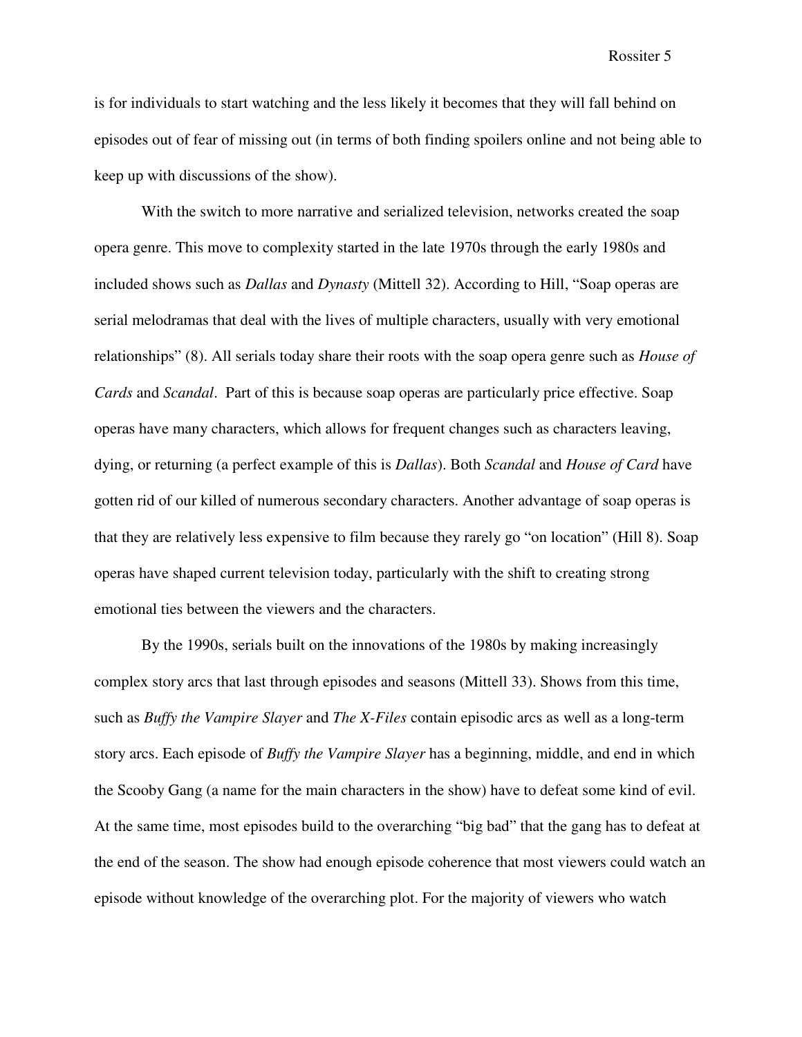is for individuals to start watching and the less likely it becomes that they will fall behind on episodes out of fear of missing out (in terms of both finding spoilers online and not being able to keep up with discussions of the show).

With the switch to more narrative and serialized television, networks created the soap opera genre. This move to complexity started in the late 1970s through the early 1980s and included shows such as *Dallas* and *Dynasty* (Mittell 32). According to Hill, "Soap operas are serial melodramas that deal with the lives of multiple characters, usually with very emotional relationships" (8). All serials today share their roots with the soap opera genre such as *House of Cards* and *Scandal*. Part of this is because soap operas are particularly price effective. Soap operas have many characters, which allows for frequent changes such as characters leaving, dying, or returning (a perfect example of this is *Dallas*). Both *Scandal* and *House of Card* have gotten rid of our killed of numerous secondary characters. Another advantage of soap operas is that they are relatively less expensive to film because they rarely go "on location" (Hill 8). Soap operas have shaped current television today, particularly with the shift to creating strong emotional ties between the viewers and the characters.

By the 1990s, serials built on the innovations of the 1980s by making increasingly complex story arcs that last through episodes and seasons (Mittell 33). Shows from this time, such as *Buffy the Vampire Slayer* and *The X-Files* contain episodic arcs as well as a long-term story arcs. Each episode of *Buffy the Vampire Slayer* has a beginning, middle, and end in which the Scooby Gang (a name for the main characters in the show) have to defeat some kind of evil. At the same time, most episodes build to the overarching "big bad" that the gang has to defeat at the end of the season. The show had enough episode coherence that most viewers could watch an episode without knowledge of the overarching plot. For the majority of viewers who watch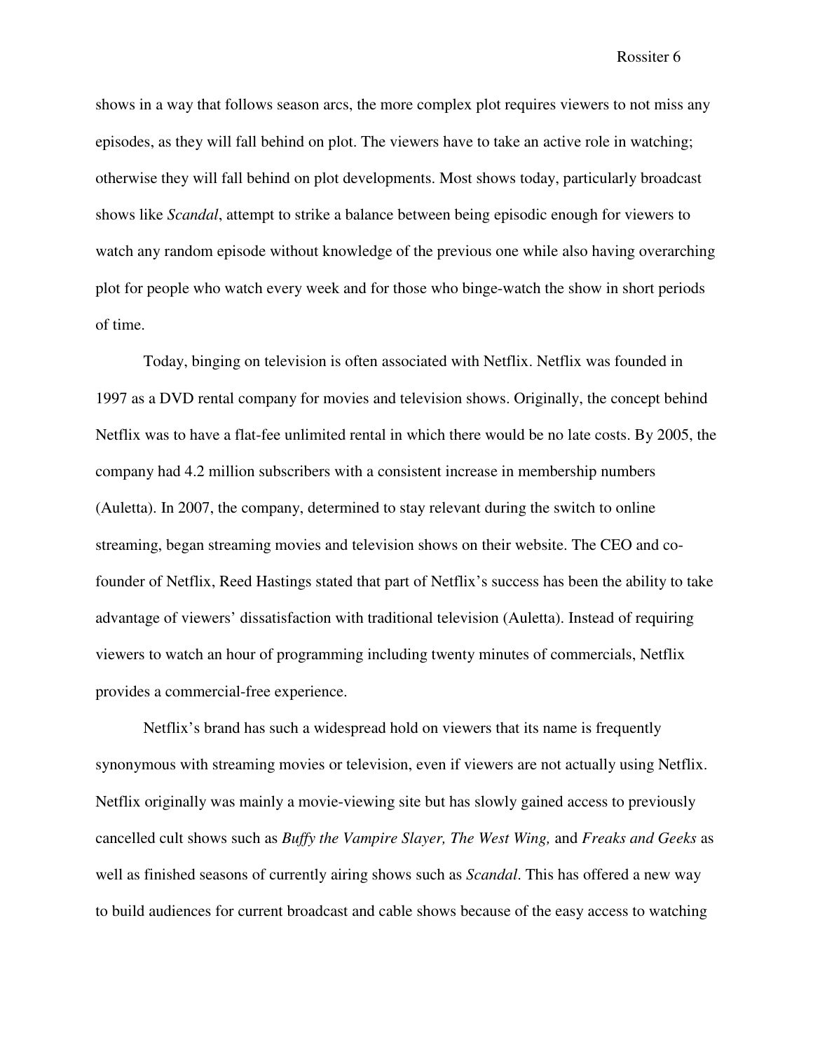shows in a way that follows season arcs, the more complex plot requires viewers to not miss any episodes, as they will fall behind on plot. The viewers have to take an active role in watching; otherwise they will fall behind on plot developments. Most shows today, particularly broadcast shows like *Scandal*, attempt to strike a balance between being episodic enough for viewers to watch any random episode without knowledge of the previous one while also having overarching plot for people who watch every week and for those who binge-watch the show in short periods of time.

Today, binging on television is often associated with Netflix. Netflix was founded in 1997 as a DVD rental company for movies and television shows. Originally, the concept behind Netflix was to have a flat-fee unlimited rental in which there would be no late costs. By 2005, the company had 4.2 million subscribers with a consistent increase in membership numbers (Auletta). In 2007, the company, determined to stay relevant during the switch to online streaming, began streaming movies and television shows on their website. The CEO and co-founder of Netflix, Reed Hastings stated that part of Netflix's success has been the ability to take advantage of viewers' dissatisfaction with traditional television (Auletta). Instead of requiring viewers to watch an hour of programming including twenty minutes of commercials, Netflix provides a commercial-free experience.

Netflix's brand has such a widespread hold on viewers that its name is frequently synonymous with streaming movies or television, even if viewers are not actually using Netflix. Netflix originally was mainly a movie-viewing site but has slowly gained access to previously cancelled cult shows such as *Buffy the Vampire Slayer, The West Wing,* and *Freaks and Geeks* as well as finished seasons of currently airing shows such as *Scandal*. This has offered a new way to build audiences for current broadcast and cable shows because of the easy access to watching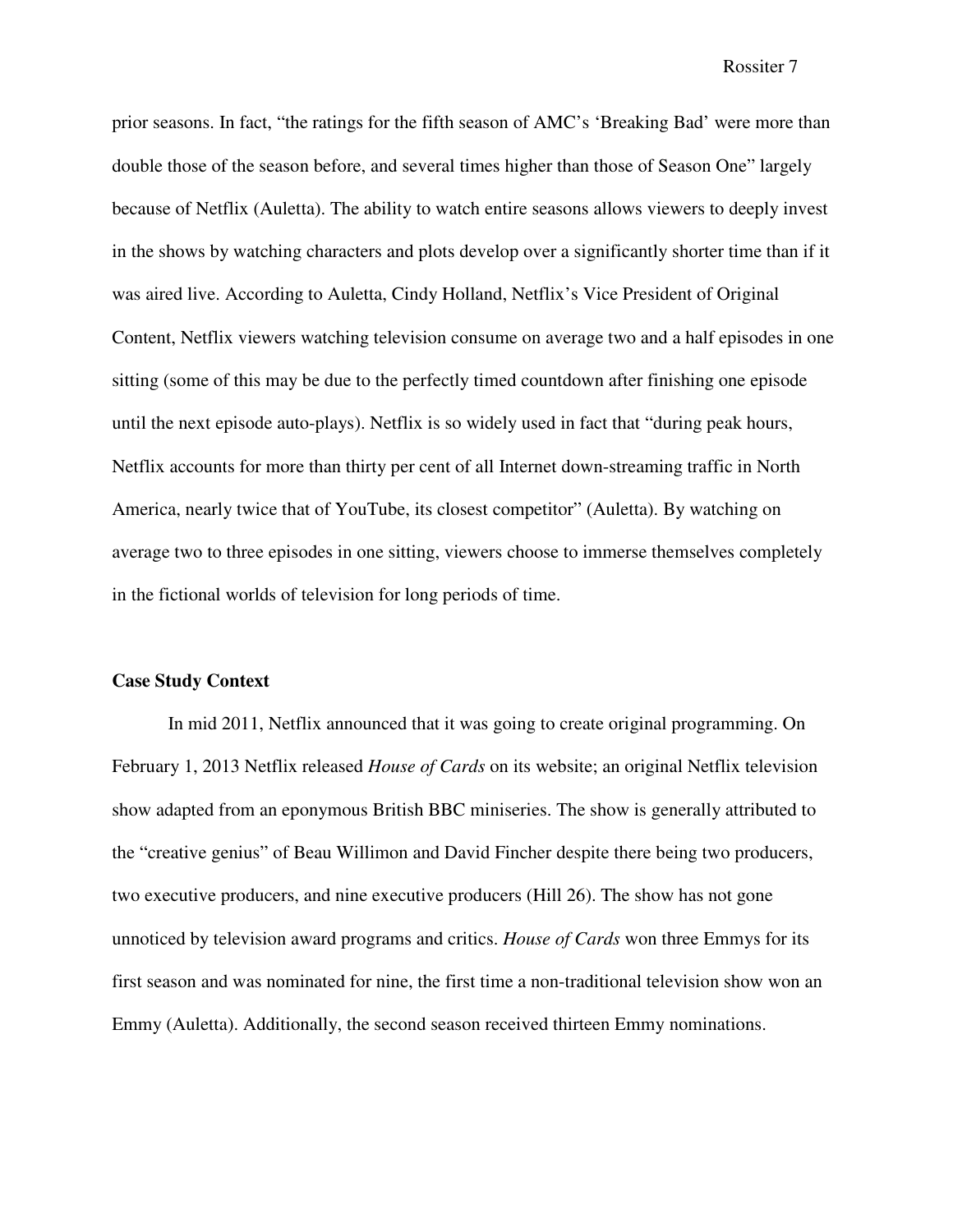prior seasons. In fact, "the ratings for the fifth season of AMC's 'Breaking Bad' were more than double those of the season before, and several times higher than those of Season One" largely because of Netflix (Auletta). The ability to watch entire seasons allows viewers to deeply invest in the shows by watching characters and plots develop over a significantly shorter time than if it was aired live. According to Auletta, Cindy Holland, Netflix's Vice President of Original Content, Netflix viewers watching television consume on average two and a half episodes in one sitting (some of this may be due to the perfectly timed countdown after finishing one episode until the next episode auto-plays). Netflix is so widely used in fact that "during peak hours, Netflix accounts for more than thirty per cent of all Internet down-streaming traffic in North America, nearly twice that of YouTube, its closest competitor" (Auletta). By watching on average two to three episodes in one sitting, viewers choose to immerse themselves completely in the fictional worlds of television for long periods of time.

**Case Study Context**

In mid 2011, Netflix announced that it was going to create original programming. On February 1, 2013 Netflix released *House of Cards* on its website; an original Netflix television show adapted from an eponymous British BBC miniseries. The show is generally attributed to the "creative genius" of Beau Willimon and David Fincher despite there being two producers, two executive producers, and nine executive producers (Hill 26). The show has not gone unnoticed by television award programs and critics. *House of Cards* won three Emmys for its first season and was nominated for nine, the first time a non-traditional television show won an Emmy (Auletta). Additionally, the second season received thirteen Emmy nominations.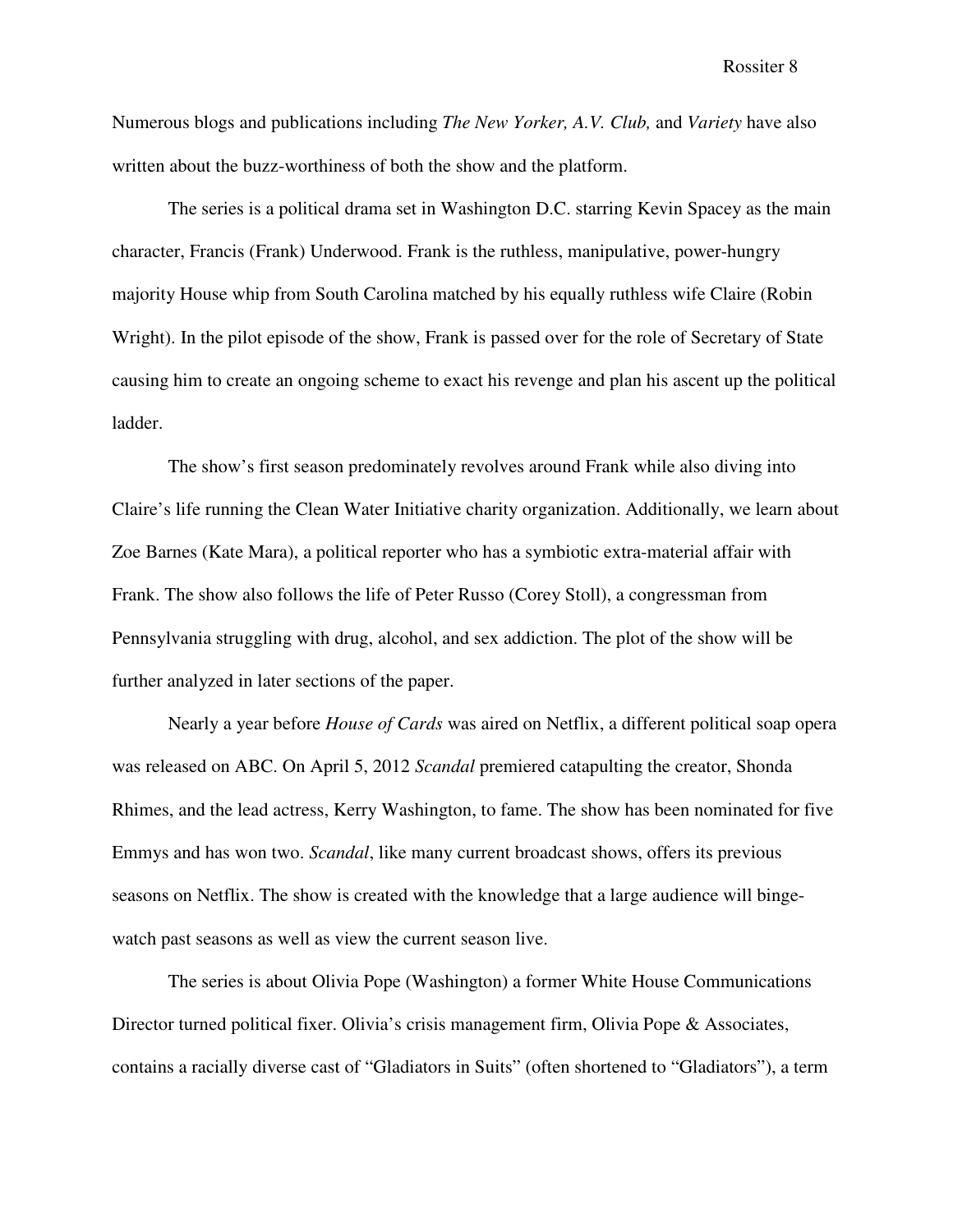Numerous blogs and publications including *The New Yorker, A.V. Club,* and *Variety* have also written about the buzz-worthiness of both the show and the platform.

The series is a political drama set in Washington D.C. starring Kevin Spacey as the main character, Francis (Frank) Underwood. Frank is the ruthless, manipulative, power-hungry majority House whip from South Carolina matched by his equally ruthless wife Claire (Robin Wright). In the pilot episode of the show, Frank is passed over for the role of Secretary of State causing him to create an ongoing scheme to exact his revenge and plan his ascent up the political ladder.

The show's first season predominately revolves around Frank while also diving into Claire's life running the Clean Water Initiative charity organization. Additionally, we learn about Zoe Barnes (Kate Mara), a political reporter who has a symbiotic extra-material affair with Frank. The show also follows the life of Peter Russo (Corey Stoll), a congressman from Pennsylvania struggling with drug, alcohol, and sex addiction. The plot of the show will be further analyzed in later sections of the paper.

Nearly a year before *House of Cards* was aired on Netflix, a different political soap opera was released on ABC. On April 5, 2012 *Scandal* premiered catapulting the creator, Shonda Rhimes, and the lead actress, Kerry Washington, to fame. The show has been nominated for five Emmys and has won two. *Scandal*, like many current broadcast shows, offers its previous seasons on Netflix. The show is created with the knowledge that a large audience will binge-watch past seasons as well as view the current season live.

The series is about Olivia Pope (Washington) a former White House Communications Director turned political fixer. Olivia's crisis management firm, Olivia Pope & Associates, contains a racially diverse cast of "Gladiators in Suits" (often shortened to "Gladiators"), a term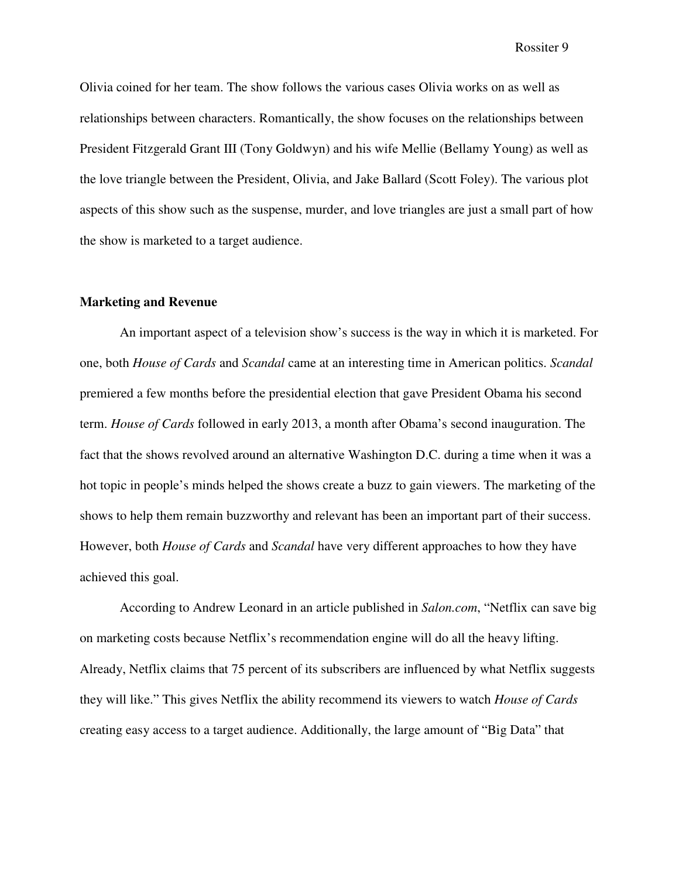Olivia coined for her team. The show follows the various cases Olivia works on as well as relationships between characters. Romantically, the show focuses on the relationships between President Fitzgerald Grant III (Tony Goldwyn) and his wife Mellie (Bellamy Young) as well as the love triangle between the President, Olivia, and Jake Ballard (Scott Foley). The various plot aspects of this show such as the suspense, murder, and love triangles are just a small part of how the show is marketed to a target audience.

**Marketing and Revenue**

An important aspect of a television show's success is the way in which it is marketed. For one, both *House of Cards* and *Scandal* came at an interesting time in American politics. *Scandal* premiered a few months before the presidential election that gave President Obama his second term. *House of Cards* followed in early 2013, a month after Obama's second inauguration. The fact that the shows revolved around an alternative Washington D.C. during a time when it was a hot topic in people's minds helped the shows create a buzz to gain viewers. The marketing of the shows to help them remain buzzworthy and relevant has been an important part of their success. However, both *House of Cards* and *Scandal* have very different approaches to how they have achieved this goal.

According to Andrew Leonard in an article published in *Salon.com*, "Netflix can save big on marketing costs because Netflix's recommendation engine will do all the heavy lifting. Already, Netflix claims that 75 percent of its subscribers are influenced by what Netflix suggests they will like." This gives Netflix the ability recommend its viewers to watch *House of Cards* creating easy access to a target audience. Additionally, the large amount of "Big Data" that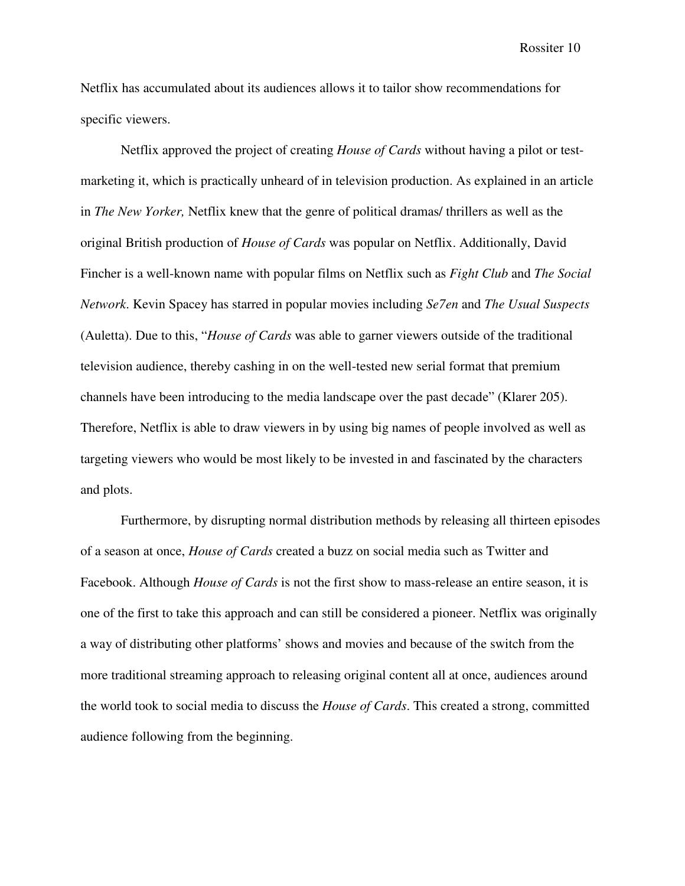Netflix has accumulated about its audiences allows it to tailor show recommendations for specific viewers.

Netflix approved the project of creating *House of Cards* without having a pilot or test-marketing it, which is practically unheard of in television production. As explained in an article in *The New Yorker,* Netflix knew that the genre of political dramas/ thrillers as well as the original British production of *House of Cards* was popular on Netflix. Additionally, David Fincher is a well-known name with popular films on Netflix such as *Fight Club* and *The Social Network*. Kevin Spacey has starred in popular movies including *Se7en* and *The Usual Suspects* (Auletta). Due to this, "*House of Cards* was able to garner viewers outside of the traditional television audience, thereby cashing in on the well-tested new serial format that premium channels have been introducing to the media landscape over the past decade" (Klarer 205). Therefore, Netflix is able to draw viewers in by using big names of people involved as well as targeting viewers who would be most likely to be invested in and fascinated by the characters and plots.

Furthermore, by disrupting normal distribution methods by releasing all thirteen episodes of a season at once, *House of Cards* created a buzz on social media such as Twitter and Facebook. Although *House of Cards* is not the first show to mass-release an entire season, it is one of the first to take this approach and can still be considered a pioneer. Netflix was originally a way of distributing other platforms' shows and movies and because of the switch from the more traditional streaming approach to releasing original content all at once, audiences around the world took to social media to discuss the *House of Cards*. This created a strong, committed audience following from the beginning.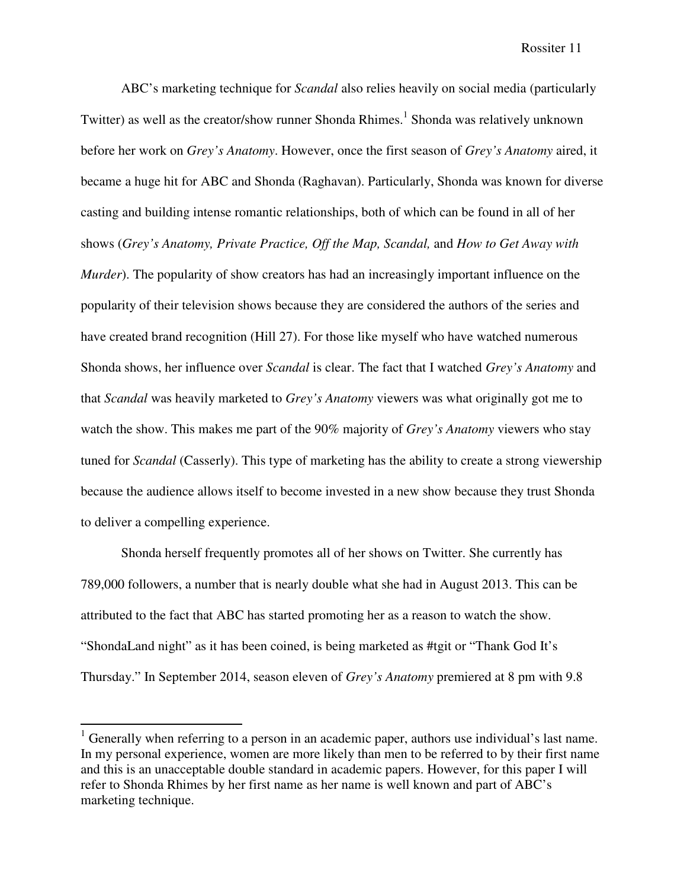ABC's marketing technique for *Scandal* also relies heavily on social media (particularly Twitter) as well as the creator/show runner Shonda Rhimes.[1] Shonda was relatively unknown before her work on *Grey's Anatomy*. However, once the first season of *Grey's Anatomy* aired, it became a huge hit for ABC and Shonda (Raghavan). Particularly, Shonda was known for diverse casting and building intense romantic relationships, both of which can be found in all of her shows (*Grey's Anatomy, Private Practice, Off the Map, Scandal,* and *How to Get Away with Murder*). The popularity of show creators has had an increasingly important influence on the popularity of their television shows because they are considered the authors of the series and have created brand recognition (Hill 27). For those like myself who have watched numerous Shonda shows, her influence over *Scandal* is clear. The fact that I watched *Grey's Anatomy* and that *Scandal* was heavily marketed to *Grey's Anatomy* viewers was what originally got me to watch the show. This makes me part of the 90% majority of *Grey's Anatomy* viewers who stay tuned for *Scandal* (Casserly). This type of marketing has the ability to create a strong viewership because the audience allows itself to become invested in a new show because they trust Shonda to deliver a compelling experience.

Shonda herself frequently promotes all of her shows on Twitter. She currently has 789,000 followers, a number that is nearly double what she had in August 2013. This can be attributed to the fact that ABC has started promoting her as a reason to watch the show. "ShondaLand night" as it has been coined, is being marketed as #tgit or "Thank God It's Thursday." In September 2014, season eleven of *Grey's Anatomy* premiered at 8 pm with 9.8

---

[1] Generally when referring to a person in an academic paper, authors use individual's last name. In my personal experience, women are more likely than men to be referred to by their first name and this is an unacceptable double standard in academic papers. However, for this paper I will refer to Shonda Rhimes by her first name as her name is well known and part of ABC's marketing technique.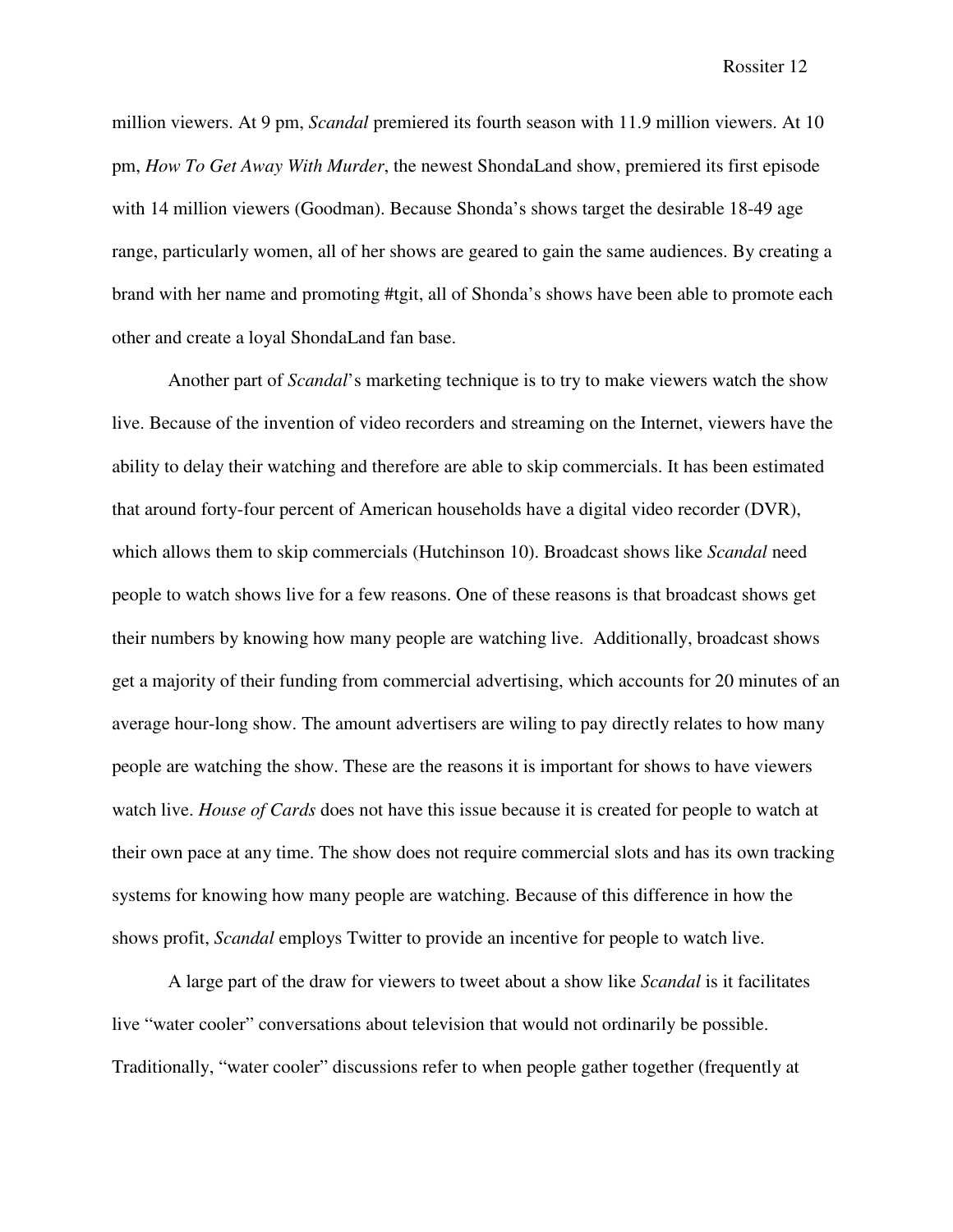million viewers. At 9 pm, *Scandal* premiered its fourth season with 11.9 million viewers. At 10 pm, *How To Get Away With Murder*, the newest ShondaLand show, premiered its first episode with 14 million viewers (Goodman). Because Shonda's shows target the desirable 18-49 age range, particularly women, all of her shows are geared to gain the same audiences. By creating a brand with her name and promoting #tgit, all of Shonda's shows have been able to promote each other and create a loyal ShondaLand fan base.

Another part of *Scandal*'s marketing technique is to try to make viewers watch the show live. Because of the invention of video recorders and streaming on the Internet, viewers have the ability to delay their watching and therefore are able to skip commercials. It has been estimated that around forty-four percent of American households have a digital video recorder (DVR), which allows them to skip commercials (Hutchinson 10). Broadcast shows like *Scandal* need people to watch shows live for a few reasons. One of these reasons is that broadcast shows get their numbers by knowing how many people are watching live. Additionally, broadcast shows get a majority of their funding from commercial advertising, which accounts for 20 minutes of an average hour-long show. The amount advertisers are wiling to pay directly relates to how many people are watching the show. These are the reasons it is important for shows to have viewers watch live. *House of Cards* does not have this issue because it is created for people to watch at their own pace at any time. The show does not require commercial slots and has its own tracking systems for knowing how many people are watching. Because of this difference in how the shows profit, *Scandal* employs Twitter to provide an incentive for people to watch live.

A large part of the draw for viewers to tweet about a show like *Scandal* is it facilitates live "water cooler" conversations about television that would not ordinarily be possible. Traditionally, "water cooler" discussions refer to when people gather together (frequently at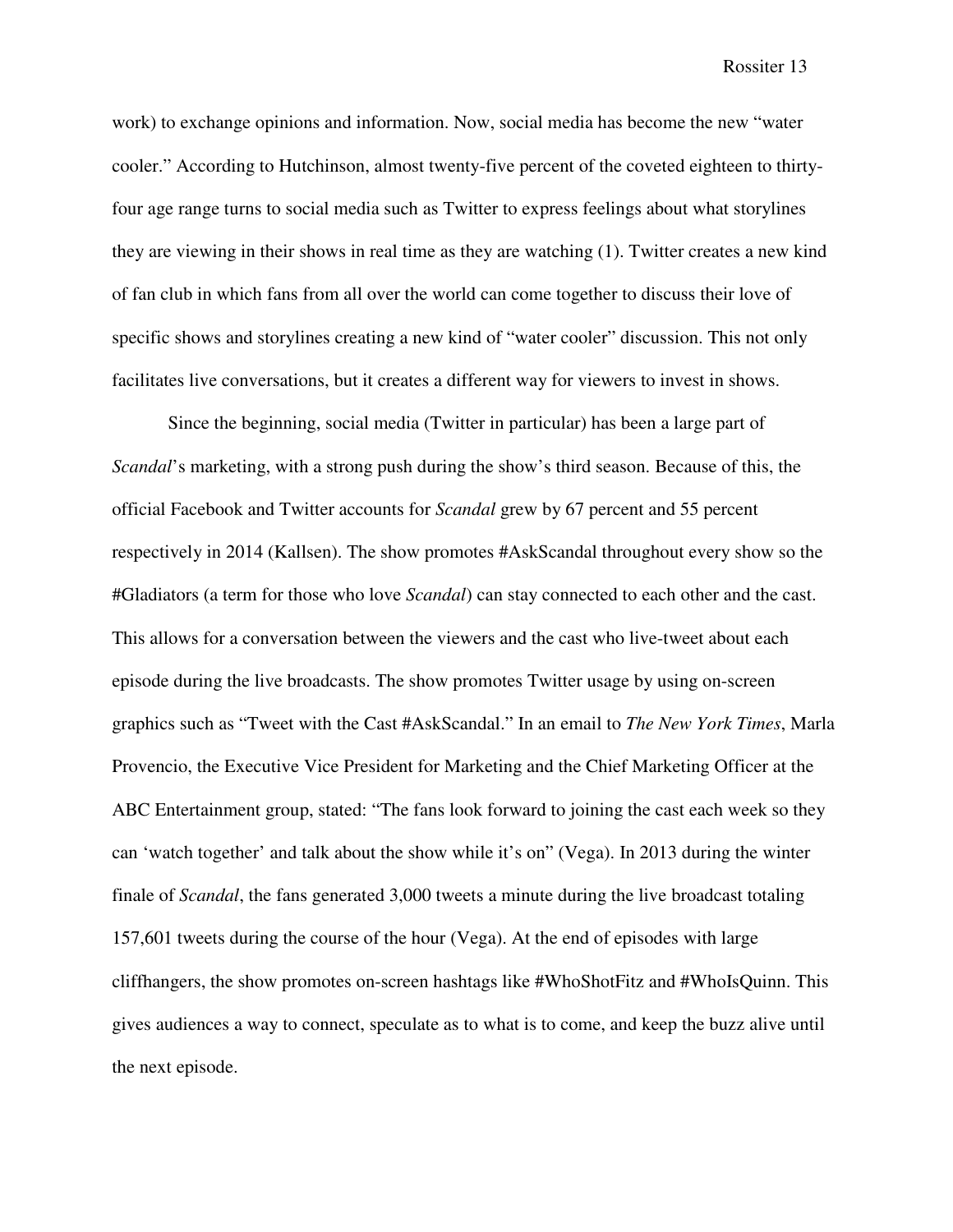work) to exchange opinions and information. Now, social media has become the new "water cooler." According to Hutchinson, almost twenty-five percent of the coveted eighteen to thirty-four age range turns to social media such as Twitter to express feelings about what storylines they are viewing in their shows in real time as they are watching (1). Twitter creates a new kind of fan club in which fans from all over the world can come together to discuss their love of specific shows and storylines creating a new kind of "water cooler" discussion. This not only facilitates live conversations, but it creates a different way for viewers to invest in shows.

Since the beginning, social media (Twitter in particular) has been a large part of *Scandal*'s marketing, with a strong push during the show's third season. Because of this, the official Facebook and Twitter accounts for *Scandal* grew by 67 percent and 55 percent respectively in 2014 (Kallsen). The show promotes #AskScandal throughout every show so the #Gladiators (a term for those who love *Scandal*) can stay connected to each other and the cast. This allows for a conversation between the viewers and the cast who live-tweet about each episode during the live broadcasts. The show promotes Twitter usage by using on-screen graphics such as "Tweet with the Cast #AskScandal." In an email to *The New York Times*, Marla Provencio, the Executive Vice President for Marketing and the Chief Marketing Officer at the ABC Entertainment group, stated: "The fans look forward to joining the cast each week so they can 'watch together' and talk about the show while it's on" (Vega). In 2013 during the winter finale of *Scandal*, the fans generated 3,000 tweets a minute during the live broadcast totaling 157,601 tweets during the course of the hour (Vega). At the end of episodes with large cliffhangers, the show promotes on-screen hashtags like #WhoShotFitz and #WhoIsQuinn. This gives audiences a way to connect, speculate as to what is to come, and keep the buzz alive until the next episode.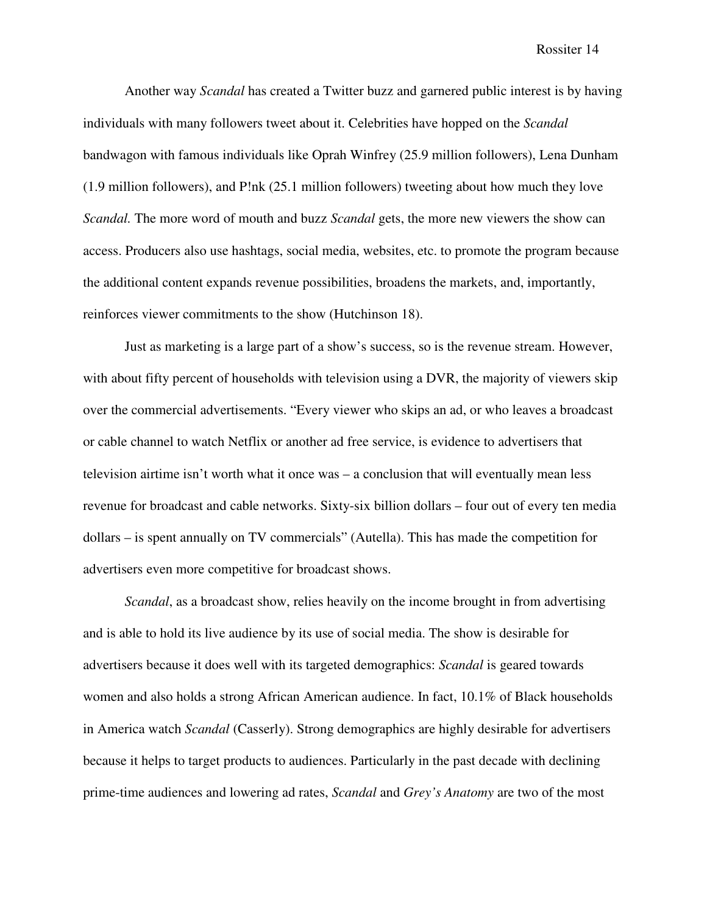Another way *Scandal* has created a Twitter buzz and garnered public interest is by having individuals with many followers tweet about it. Celebrities have hopped on the *Scandal* bandwagon with famous individuals like Oprah Winfrey (25.9 million followers), Lena Dunham (1.9 million followers), and P!nk (25.1 million followers) tweeting about how much they love *Scandal.* The more word of mouth and buzz *Scandal* gets, the more new viewers the show can access. Producers also use hashtags, social media, websites, etc. to promote the program because the additional content expands revenue possibilities, broadens the markets, and, importantly, reinforces viewer commitments to the show (Hutchinson 18).

Just as marketing is a large part of a show's success, so is the revenue stream. However, with about fifty percent of households with television using a DVR, the majority of viewers skip over the commercial advertisements. "Every viewer who skips an ad, or who leaves a broadcast or cable channel to watch Netflix or another ad free service, is evidence to advertisers that television airtime isn't worth what it once was – a conclusion that will eventually mean less revenue for broadcast and cable networks. Sixty-six billion dollars – four out of every ten media dollars – is spent annually on TV commercials" (Autella). This has made the competition for advertisers even more competitive for broadcast shows.

*Scandal*, as a broadcast show, relies heavily on the income brought in from advertising and is able to hold its live audience by its use of social media. The show is desirable for advertisers because it does well with its targeted demographics: *Scandal* is geared towards women and also holds a strong African American audience. In fact, 10.1% of Black households in America watch *Scandal* (Casserly). Strong demographics are highly desirable for advertisers because it helps to target products to audiences. Particularly in the past decade with declining prime-time audiences and lowering ad rates, *Scandal* and *Grey's Anatomy* are two of the most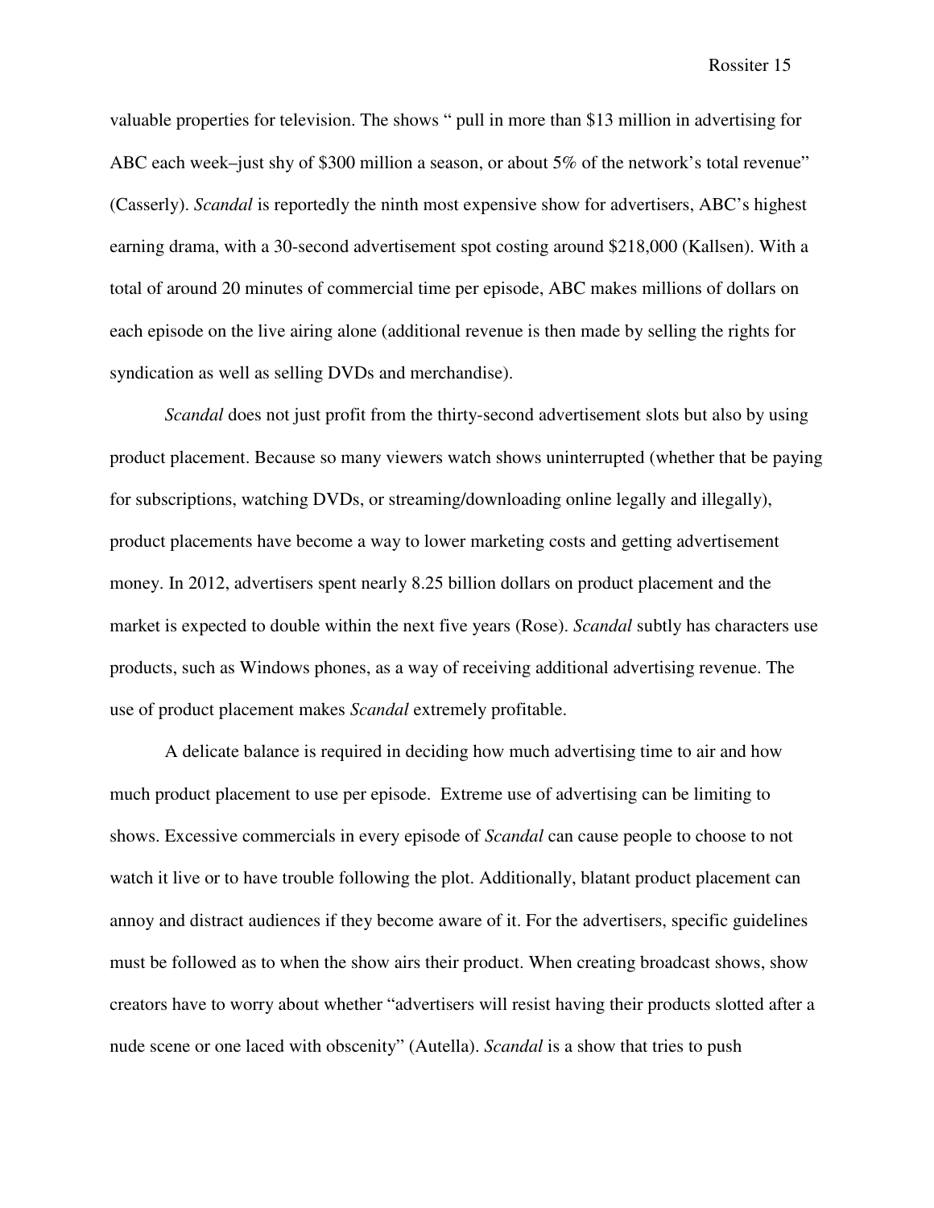valuable properties for television. The shows " pull in more than $13 million in advertising for ABC each week–just shy of $300 million a season, or about 5% of the network's total revenue" (Casserly). *Scandal* is reportedly the ninth most expensive show for advertisers, ABC's highest earning drama, with a 30-second advertisement spot costing around $218,000 (Kallsen). With a total of around 20 minutes of commercial time per episode, ABC makes millions of dollars on each episode on the live airing alone (additional revenue is then made by selling the rights for syndication as well as selling DVDs and merchandise).

*Scandal* does not just profit from the thirty-second advertisement slots but also by using product placement. Because so many viewers watch shows uninterrupted (whether that be paying for subscriptions, watching DVDs, or streaming/downloading online legally and illegally), product placements have become a way to lower marketing costs and getting advertisement money. In 2012, advertisers spent nearly 8.25 billion dollars on product placement and the market is expected to double within the next five years (Rose). *Scandal* subtly has characters use products, such as Windows phones, as a way of receiving additional advertising revenue. The use of product placement makes *Scandal* extremely profitable.

A delicate balance is required in deciding how much advertising time to air and how much product placement to use per episode. Extreme use of advertising can be limiting to shows. Excessive commercials in every episode of *Scandal* can cause people to choose to not watch it live or to have trouble following the plot. Additionally, blatant product placement can annoy and distract audiences if they become aware of it. For the advertisers, specific guidelines must be followed as to when the show airs their product. When creating broadcast shows, show creators have to worry about whether "advertisers will resist having their products slotted after a nude scene or one laced with obscenity" (Autella). *Scandal* is a show that tries to push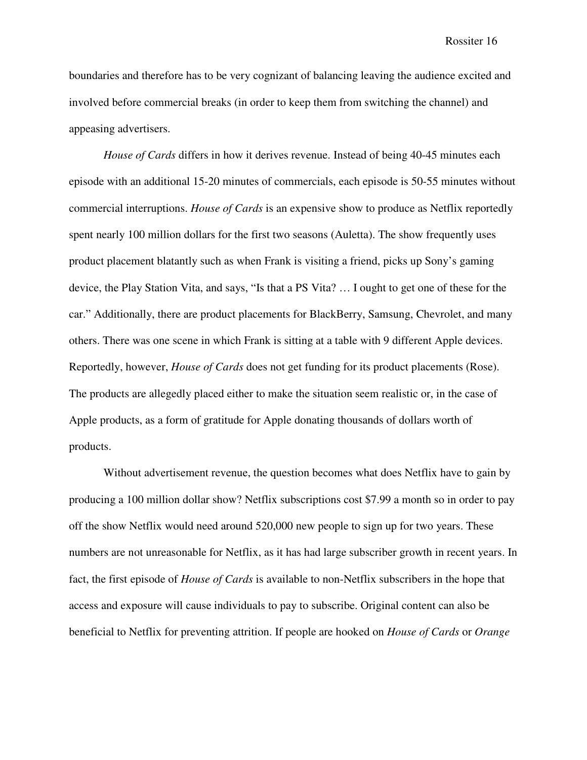boundaries and therefore has to be very cognizant of balancing leaving the audience excited and involved before commercial breaks (in order to keep them from switching the channel) and appeasing advertisers.

*House of Cards* differs in how it derives revenue. Instead of being 40-45 minutes each episode with an additional 15-20 minutes of commercials, each episode is 50-55 minutes without commercial interruptions. *House of Cards* is an expensive show to produce as Netflix reportedly spent nearly 100 million dollars for the first two seasons (Auletta). The show frequently uses product placement blatantly such as when Frank is visiting a friend, picks up Sony's gaming device, the Play Station Vita, and says, "Is that a PS Vita? … I ought to get one of these for the car." Additionally, there are product placements for BlackBerry, Samsung, Chevrolet, and many others. There was one scene in which Frank is sitting at a table with 9 different Apple devices. Reportedly, however, *House of Cards* does not get funding for its product placements (Rose). The products are allegedly placed either to make the situation seem realistic or, in the case of Apple products, as a form of gratitude for Apple donating thousands of dollars worth of products.

Without advertisement revenue, the question becomes what does Netflix have to gain by producing a 100 million dollar show? Netflix subscriptions cost $7.99 a month so in order to pay off the show Netflix would need around 520,000 new people to sign up for two years. These numbers are not unreasonable for Netflix, as it has had large subscriber growth in recent years. In fact, the first episode of *House of Cards* is available to non-Netflix subscribers in the hope that access and exposure will cause individuals to pay to subscribe. Original content can also be beneficial to Netflix for preventing attrition. If people are hooked on *House of Cards* or *Orange*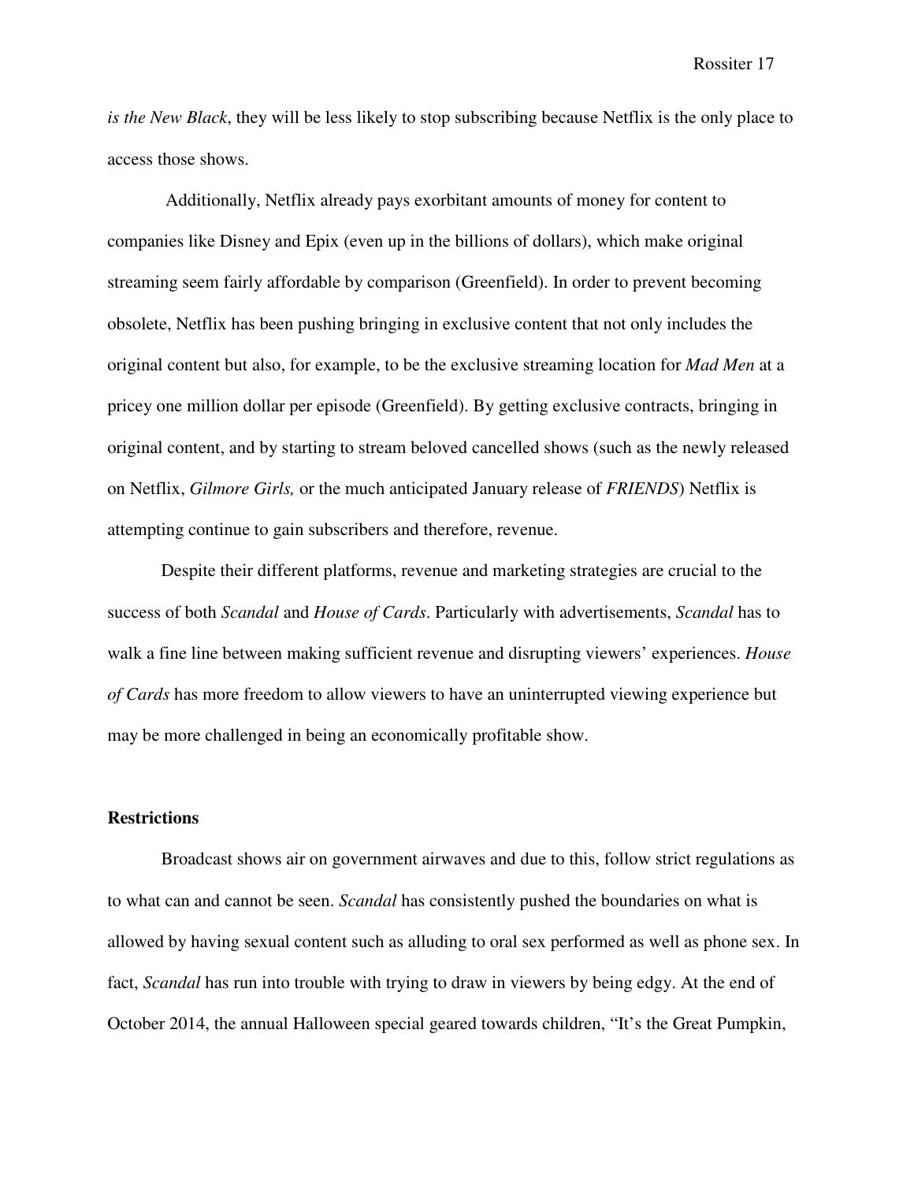*is the New Black*, they will be less likely to stop subscribing because Netflix is the only place to access those shows.

Additionally, Netflix already pays exorbitant amounts of money for content to companies like Disney and Epix (even up in the billions of dollars), which make original streaming seem fairly affordable by comparison (Greenfield). In order to prevent becoming obsolete, Netflix has been pushing bringing in exclusive content that not only includes the original content but also, for example, to be the exclusive streaming location for *Mad Men* at a pricey one million dollar per episode (Greenfield). By getting exclusive contracts, bringing in original content, and by starting to stream beloved cancelled shows (such as the newly released on Netflix, *Gilmore Girls,* or the much anticipated January release of *FRIENDS*) Netflix is attempting continue to gain subscribers and therefore, revenue.

Despite their different platforms, revenue and marketing strategies are crucial to the success of both *Scandal* and *House of Cards*. Particularly with advertisements, *Scandal* has to walk a fine line between making sufficient revenue and disrupting viewers' experiences. *House of Cards* has more freedom to allow viewers to have an uninterrupted viewing experience but may be more challenged in being an economically profitable show.

**Restrictions**

Broadcast shows air on government airwaves and due to this, follow strict regulations as to what can and cannot be seen. *Scandal* has consistently pushed the boundaries on what is allowed by having sexual content such as alluding to oral sex performed as well as phone sex. In fact, *Scandal* has run into trouble with trying to draw in viewers by being edgy. At the end of October 2014, the annual Halloween special geared towards children, "It's the Great Pumpkin,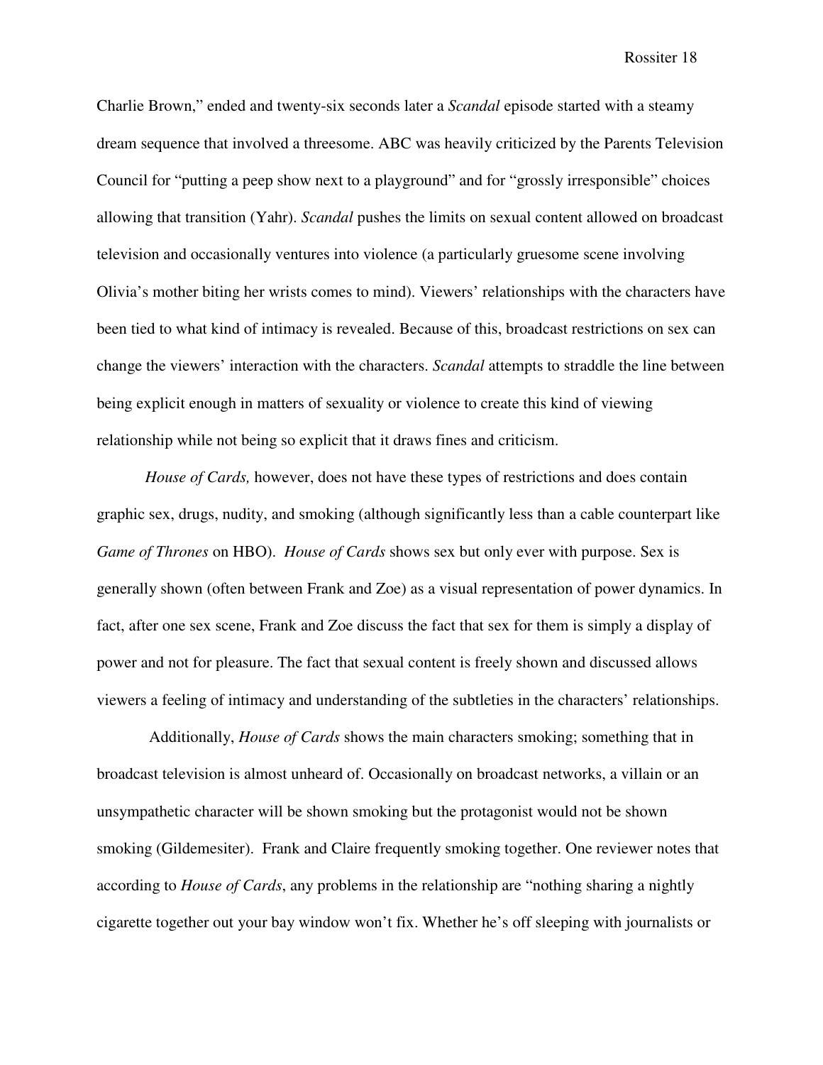Charlie Brown," ended and twenty-six seconds later a *Scandal* episode started with a steamy dream sequence that involved a threesome. ABC was heavily criticized by the Parents Television Council for "putting a peep show next to a playground" and for "grossly irresponsible" choices allowing that transition (Yahr). *Scandal* pushes the limits on sexual content allowed on broadcast television and occasionally ventures into violence (a particularly gruesome scene involving Olivia's mother biting her wrists comes to mind). Viewers' relationships with the characters have been tied to what kind of intimacy is revealed. Because of this, broadcast restrictions on sex can change the viewers' interaction with the characters. *Scandal* attempts to straddle the line between being explicit enough in matters of sexuality or violence to create this kind of viewing relationship while not being so explicit that it draws fines and criticism.

*House of Cards,* however, does not have these types of restrictions and does contain graphic sex, drugs, nudity, and smoking (although significantly less than a cable counterpart like *Game of Thrones* on HBO). *House of Cards* shows sex but only ever with purpose. Sex is generally shown (often between Frank and Zoe) as a visual representation of power dynamics. In fact, after one sex scene, Frank and Zoe discuss the fact that sex for them is simply a display of power and not for pleasure. The fact that sexual content is freely shown and discussed allows viewers a feeling of intimacy and understanding of the subtleties in the characters' relationships.

Additionally, *House of Cards* shows the main characters smoking; something that in broadcast television is almost unheard of. Occasionally on broadcast networks, a villain or an unsympathetic character will be shown smoking but the protagonist would not be shown smoking (Gildemesiter). Frank and Claire frequently smoking together. One reviewer notes that according to *House of Cards*, any problems in the relationship are "nothing sharing a nightly cigarette together out your bay window won't fix. Whether he's off sleeping with journalists or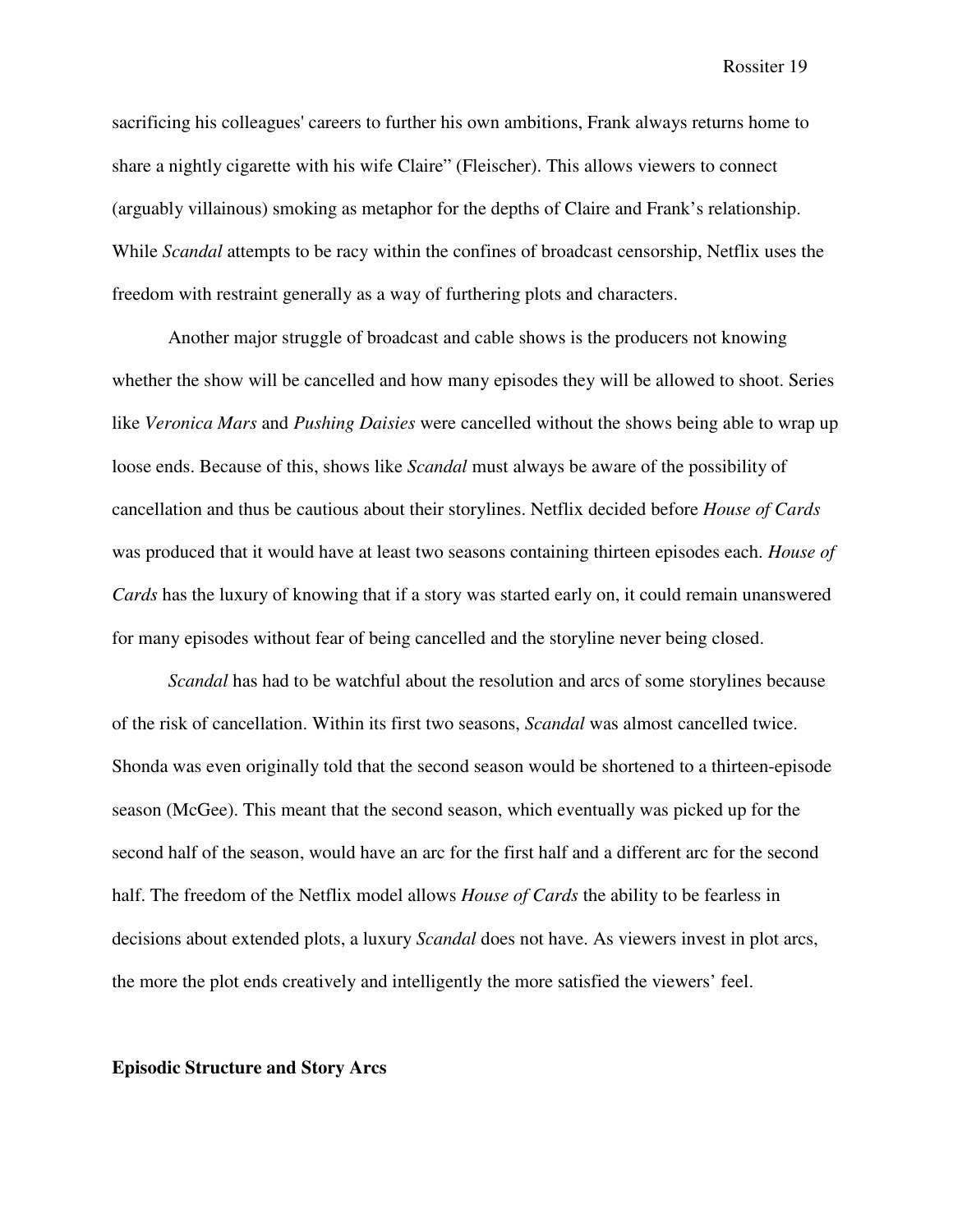sacrificing his colleagues' careers to further his own ambitions, Frank always returns home to share a nightly cigarette with his wife Claire" (Fleischer). This allows viewers to connect (arguably villainous) smoking as metaphor for the depths of Claire and Frank's relationship. While *Scandal* attempts to be racy within the confines of broadcast censorship, Netflix uses the freedom with restraint generally as a way of furthering plots and characters.

Another major struggle of broadcast and cable shows is the producers not knowing whether the show will be cancelled and how many episodes they will be allowed to shoot. Series like *Veronica Mars* and *Pushing Daisies* were cancelled without the shows being able to wrap up loose ends. Because of this, shows like *Scandal* must always be aware of the possibility of cancellation and thus be cautious about their storylines. Netflix decided before *House of Cards* was produced that it would have at least two seasons containing thirteen episodes each. *House of Cards* has the luxury of knowing that if a story was started early on, it could remain unanswered for many episodes without fear of being cancelled and the storyline never being closed.

*Scandal* has had to be watchful about the resolution and arcs of some storylines because of the risk of cancellation. Within its first two seasons, *Scandal* was almost cancelled twice. Shonda was even originally told that the second season would be shortened to a thirteen-episode season (McGee). This meant that the second season, which eventually was picked up for the second half of the season, would have an arc for the first half and a different arc for the second half. The freedom of the Netflix model allows *House of Cards* the ability to be fearless in decisions about extended plots, a luxury *Scandal* does not have. As viewers invest in plot arcs, the more the plot ends creatively and intelligently the more satisfied the viewers' feel.

**Episodic Structure and Story Arcs**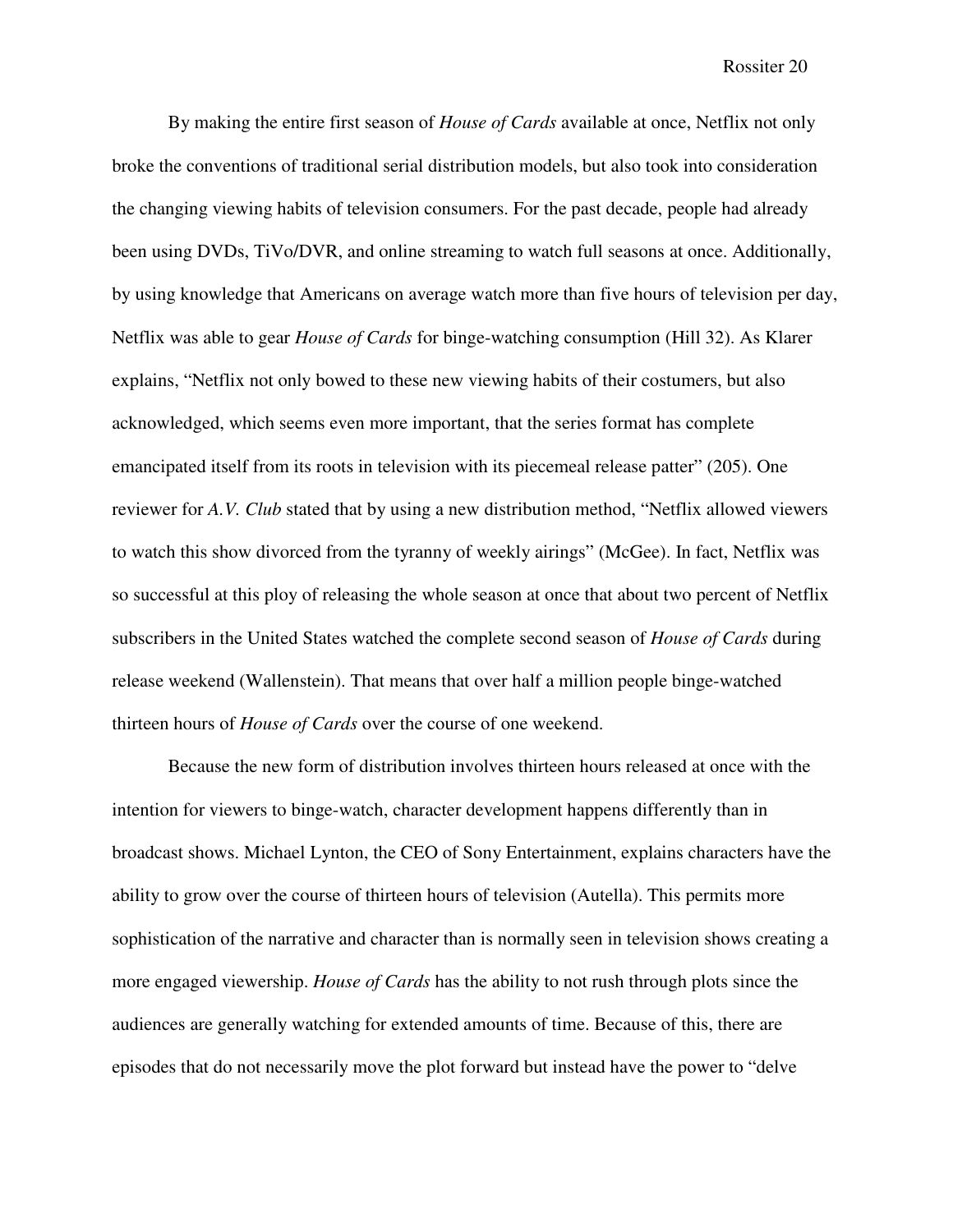By making the entire first season of *House of Cards* available at once, Netflix not only broke the conventions of traditional serial distribution models, but also took into consideration the changing viewing habits of television consumers. For the past decade, people had already been using DVDs, TiVo/DVR, and online streaming to watch full seasons at once. Additionally, by using knowledge that Americans on average watch more than five hours of television per day, Netflix was able to gear *House of Cards* for binge-watching consumption (Hill 32). As Klarer explains, "Netflix not only bowed to these new viewing habits of their costumers, but also acknowledged, which seems even more important, that the series format has complete emancipated itself from its roots in television with its piecemeal release patter" (205). One reviewer for *A.V. Club* stated that by using a new distribution method, "Netflix allowed viewers to watch this show divorced from the tyranny of weekly airings" (McGee). In fact, Netflix was so successful at this ploy of releasing the whole season at once that about two percent of Netflix subscribers in the United States watched the complete second season of *House of Cards* during release weekend (Wallenstein). That means that over half a million people binge-watched thirteen hours of *House of Cards* over the course of one weekend.

Because the new form of distribution involves thirteen hours released at once with the intention for viewers to binge-watch, character development happens differently than in broadcast shows. Michael Lynton, the CEO of Sony Entertainment, explains characters have the ability to grow over the course of thirteen hours of television (Autella). This permits more sophistication of the narrative and character than is normally seen in television shows creating a more engaged viewership. *House of Cards* has the ability to not rush through plots since the audiences are generally watching for extended amounts of time. Because of this, there are episodes that do not necessarily move the plot forward but instead have the power to "delve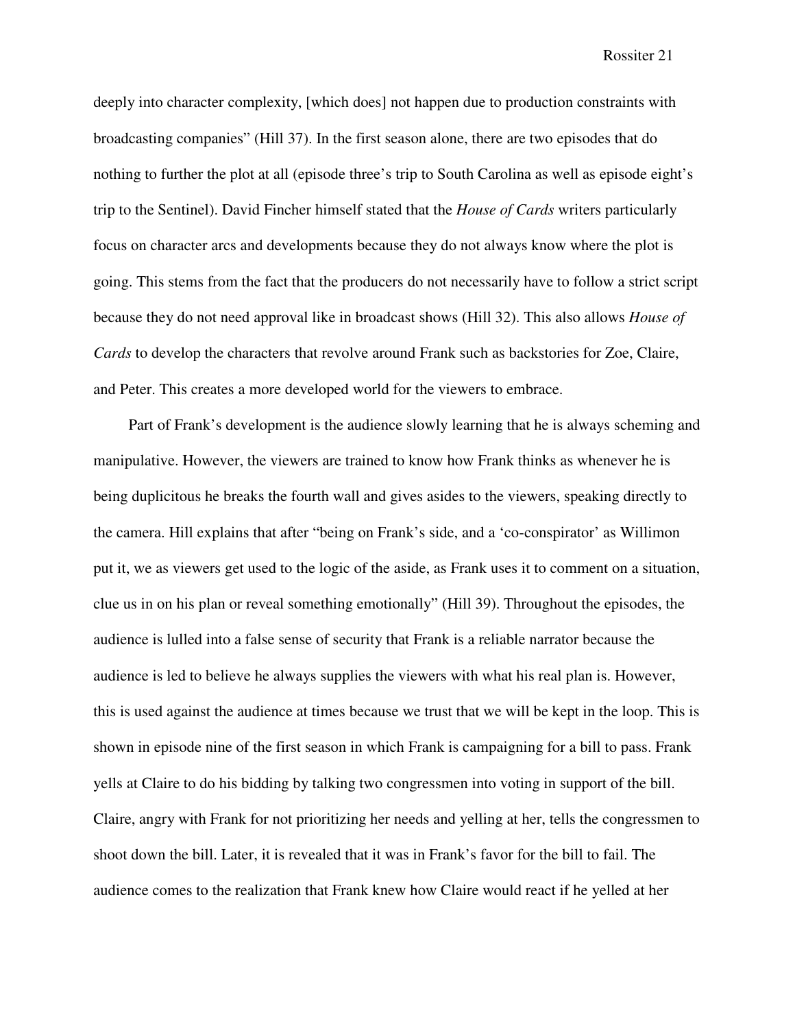deeply into character complexity, [which does] not happen due to production constraints with broadcasting companies" (Hill 37). In the first season alone, there are two episodes that do nothing to further the plot at all (episode three's trip to South Carolina as well as episode eight's trip to the Sentinel). David Fincher himself stated that the *House of Cards* writers particularly focus on character arcs and developments because they do not always know where the plot is going. This stems from the fact that the producers do not necessarily have to follow a strict script because they do not need approval like in broadcast shows (Hill 32). This also allows *House of Cards* to develop the characters that revolve around Frank such as backstories for Zoe, Claire, and Peter. This creates a more developed world for the viewers to embrace.

Part of Frank's development is the audience slowly learning that he is always scheming and manipulative. However, the viewers are trained to know how Frank thinks as whenever he is being duplicitous he breaks the fourth wall and gives asides to the viewers, speaking directly to the camera. Hill explains that after "being on Frank's side, and a 'co-conspirator' as Willimon put it, we as viewers get used to the logic of the aside, as Frank uses it to comment on a situation, clue us in on his plan or reveal something emotionally" (Hill 39). Throughout the episodes, the audience is lulled into a false sense of security that Frank is a reliable narrator because the audience is led to believe he always supplies the viewers with what his real plan is. However, this is used against the audience at times because we trust that we will be kept in the loop. This is shown in episode nine of the first season in which Frank is campaigning for a bill to pass. Frank yells at Claire to do his bidding by talking two congressmen into voting in support of the bill. Claire, angry with Frank for not prioritizing her needs and yelling at her, tells the congressmen to shoot down the bill. Later, it is revealed that it was in Frank's favor for the bill to fail. The audience comes to the realization that Frank knew how Claire would react if he yelled at her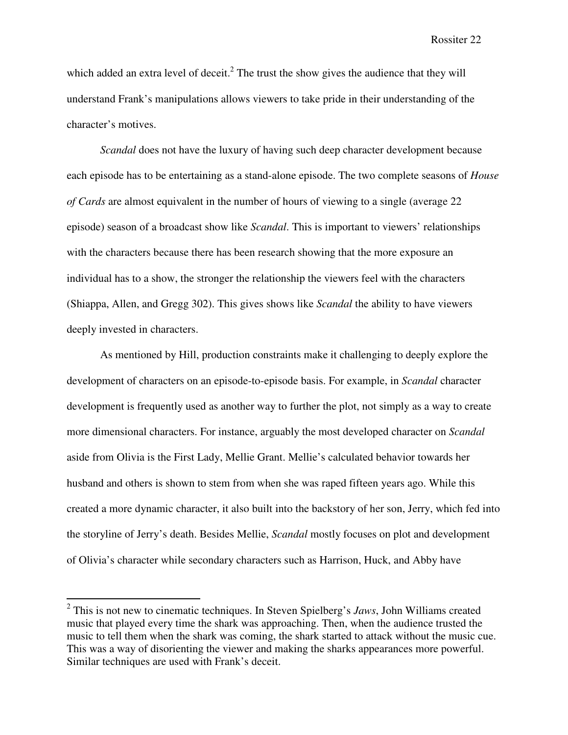which added an extra level of deceit.[2] The trust the show gives the audience that they will understand Frank's manipulations allows viewers to take pride in their understanding of the character's motives.

*Scandal* does not have the luxury of having such deep character development because each episode has to be entertaining as a stand-alone episode. The two complete seasons of *House of Cards* are almost equivalent in the number of hours of viewing to a single (average 22 episode) season of a broadcast show like *Scandal*. This is important to viewers' relationships with the characters because there has been research showing that the more exposure an individual has to a show, the stronger the relationship the viewers feel with the characters (Shiappa, Allen, and Gregg 302). This gives shows like *Scandal* the ability to have viewers deeply invested in characters.

As mentioned by Hill, production constraints make it challenging to deeply explore the development of characters on an episode-to-episode basis. For example, in *Scandal* character development is frequently used as another way to further the plot, not simply as a way to create more dimensional characters. For instance, arguably the most developed character on *Scandal* aside from Olivia is the First Lady, Mellie Grant. Mellie's calculated behavior towards her husband and others is shown to stem from when she was raped fifteen years ago. While this created a more dynamic character, it also built into the backstory of her son, Jerry, which fed into the storyline of Jerry's death. Besides Mellie, *Scandal* mostly focuses on plot and development of Olivia's character while secondary characters such as Harrison, Huck, and Abby have

---

[2] This is not new to cinematic techniques. In Steven Spielberg's *Jaws*, John Williams created music that played every time the shark was approaching. Then, when the audience trusted the music to tell them when the shark was coming, the shark started to attack without the music cue. This was a way of disorienting the viewer and making the sharks appearances more powerful. Similar techniques are used with Frank's deceit.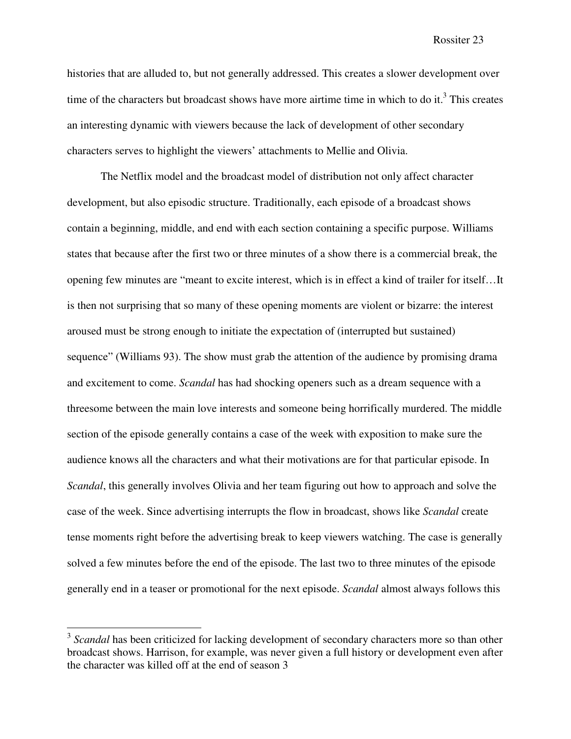histories that are alluded to, but not generally addressed. This creates a slower development over time of the characters but broadcast shows have more airtime time in which to do it.[3] This creates an interesting dynamic with viewers because the lack of development of other secondary characters serves to highlight the viewers' attachments to Mellie and Olivia.

The Netflix model and the broadcast model of distribution not only affect character development, but also episodic structure. Traditionally, each episode of a broadcast shows contain a beginning, middle, and end with each section containing a specific purpose. Williams states that because after the first two or three minutes of a show there is a commercial break, the opening few minutes are "meant to excite interest, which is in effect a kind of trailer for itself…It is then not surprising that so many of these opening moments are violent or bizarre: the interest aroused must be strong enough to initiate the expectation of (interrupted but sustained) sequence" (Williams 93). The show must grab the attention of the audience by promising drama and excitement to come. *Scandal* has had shocking openers such as a dream sequence with a threesome between the main love interests and someone being horrifically murdered. The middle section of the episode generally contains a case of the week with exposition to make sure the audience knows all the characters and what their motivations are for that particular episode. In *Scandal*, this generally involves Olivia and her team figuring out how to approach and solve the case of the week. Since advertising interrupts the flow in broadcast, shows like *Scandal* create tense moments right before the advertising break to keep viewers watching. The case is generally solved a few minutes before the end of the episode. The last two to three minutes of the episode generally end in a teaser or promotional for the next episode. *Scandal* almost always follows this

---

[3] *Scandal* has been criticized for lacking development of secondary characters more so than other broadcast shows. Harrison, for example, was never given a full history or development even after the character was killed off at the end of season 3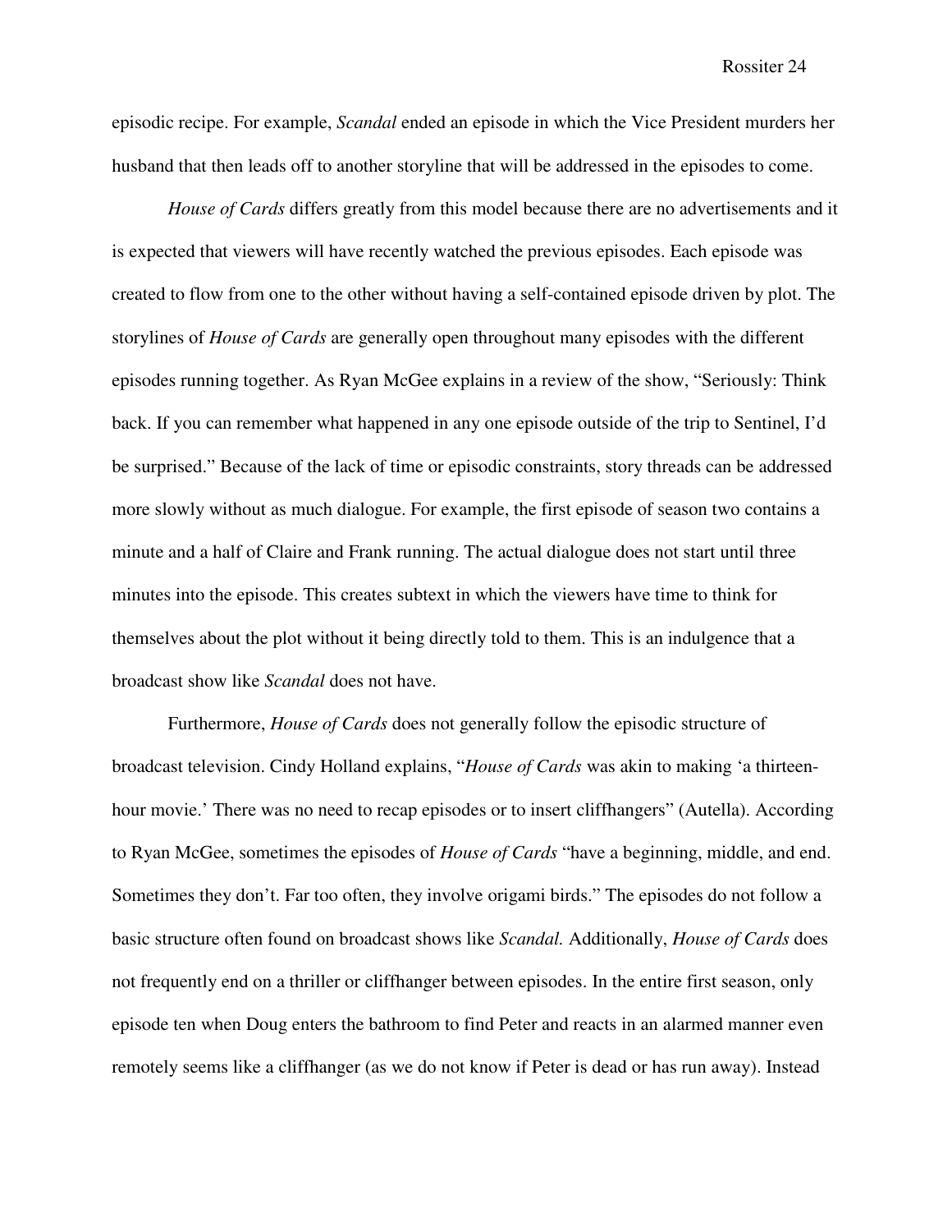episodic recipe. For example, *Scandal* ended an episode in which the Vice President murders her husband that then leads off to another storyline that will be addressed in the episodes to come.

*House of Cards* differs greatly from this model because there are no advertisements and it is expected that viewers will have recently watched the previous episodes. Each episode was created to flow from one to the other without having a self-contained episode driven by plot. The storylines of *House of Cards* are generally open throughout many episodes with the different episodes running together. As Ryan McGee explains in a review of the show, "Seriously: Think back. If you can remember what happened in any one episode outside of the trip to Sentinel, I'd be surprised." Because of the lack of time or episodic constraints, story threads can be addressed more slowly without as much dialogue. For example, the first episode of season two contains a minute and a half of Claire and Frank running. The actual dialogue does not start until three minutes into the episode. This creates subtext in which the viewers have time to think for themselves about the plot without it being directly told to them. This is an indulgence that a broadcast show like *Scandal* does not have.

Furthermore, *House of Cards* does not generally follow the episodic structure of broadcast television. Cindy Holland explains, "*House of Cards* was akin to making 'a thirteen-hour movie.' There was no need to recap episodes or to insert cliffhangers" (Autella). According to Ryan McGee, sometimes the episodes of *House of Cards* "have a beginning, middle, and end. Sometimes they don't. Far too often, they involve origami birds." The episodes do not follow a basic structure often found on broadcast shows like *Scandal.* Additionally, *House of Cards* does not frequently end on a thriller or cliffhanger between episodes. In the entire first season, only episode ten when Doug enters the bathroom to find Peter and reacts in an alarmed manner even remotely seems like a cliffhanger (as we do not know if Peter is dead or has run away). Instead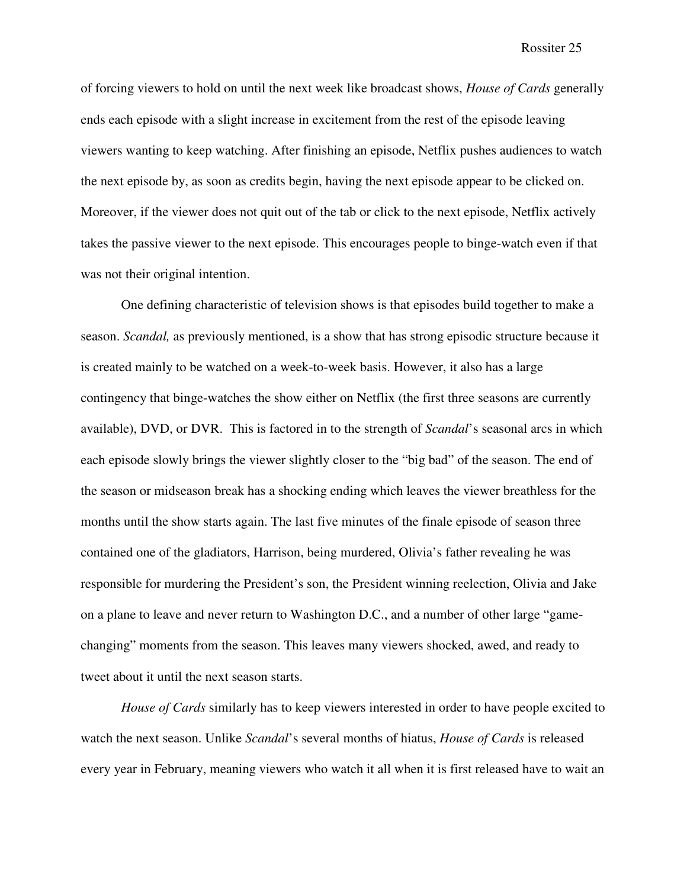of forcing viewers to hold on until the next week like broadcast shows, *House of Cards* generally ends each episode with a slight increase in excitement from the rest of the episode leaving viewers wanting to keep watching. After finishing an episode, Netflix pushes audiences to watch the next episode by, as soon as credits begin, having the next episode appear to be clicked on. Moreover, if the viewer does not quit out of the tab or click to the next episode, Netflix actively takes the passive viewer to the next episode. This encourages people to binge-watch even if that was not their original intention.

One defining characteristic of television shows is that episodes build together to make a season. *Scandal,* as previously mentioned, is a show that has strong episodic structure because it is created mainly to be watched on a week-to-week basis. However, it also has a large contingency that binge-watches the show either on Netflix (the first three seasons are currently available), DVD, or DVR. This is factored in to the strength of *Scandal*'s seasonal arcs in which each episode slowly brings the viewer slightly closer to the "big bad" of the season. The end of the season or midseason break has a shocking ending which leaves the viewer breathless for the months until the show starts again. The last five minutes of the finale episode of season three contained one of the gladiators, Harrison, being murdered, Olivia's father revealing he was responsible for murdering the President's son, the President winning reelection, Olivia and Jake on a plane to leave and never return to Washington D.C., and a number of other large "game-changing" moments from the season. This leaves many viewers shocked, awed, and ready to tweet about it until the next season starts.

*House of Cards* similarly has to keep viewers interested in order to have people excited to watch the next season. Unlike *Scandal*'s several months of hiatus, *House of Cards* is released every year in February, meaning viewers who watch it all when it is first released have to wait an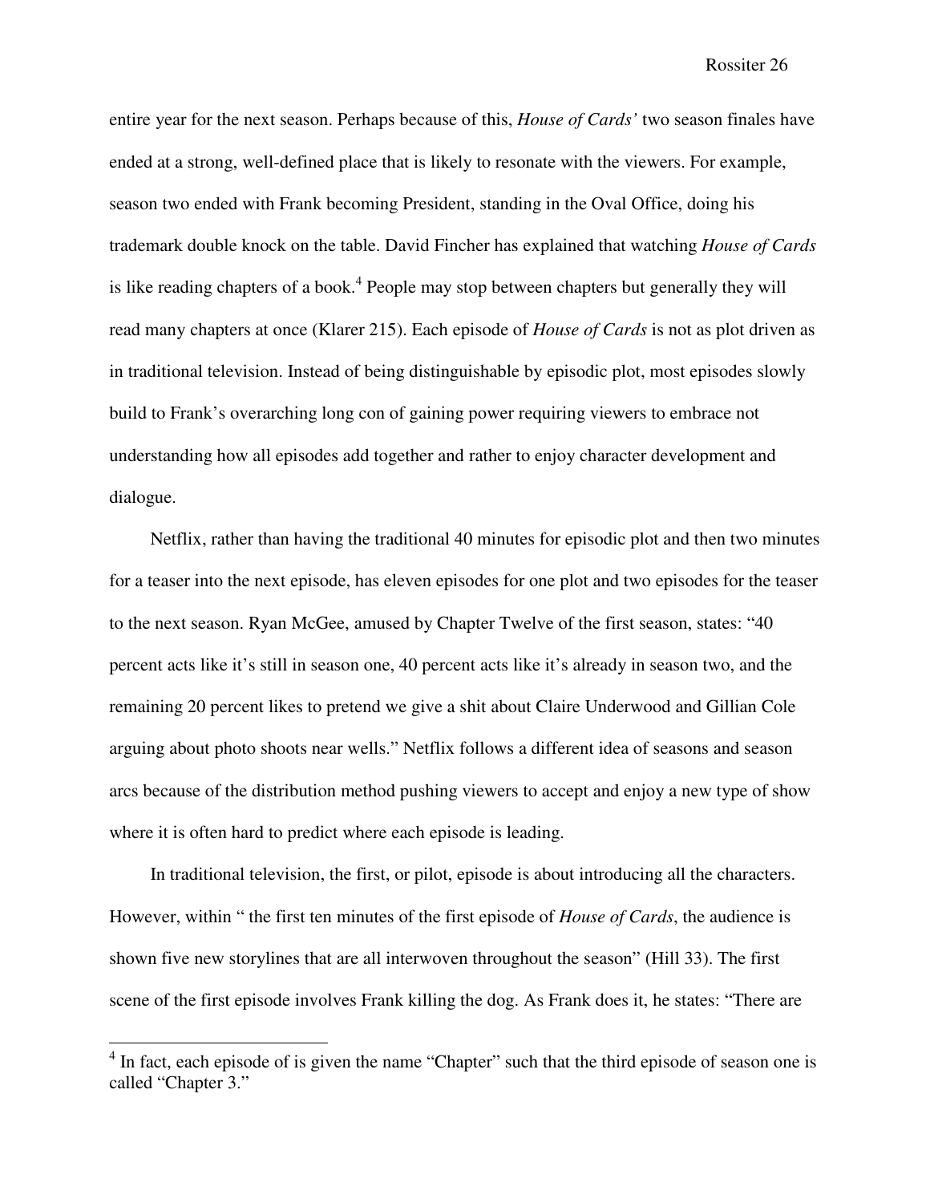entire year for the next season. Perhaps because of this, *House of Cards'* two season finales have ended at a strong, well-defined place that is likely to resonate with the viewers. For example, season two ended with Frank becoming President, standing in the Oval Office, doing his trademark double knock on the table. David Fincher has explained that watching *House of Cards* is like reading chapters of a book.[4] People may stop between chapters but generally they will read many chapters at once (Klarer 215). Each episode of *House of Cards* is not as plot driven as in traditional television. Instead of being distinguishable by episodic plot, most episodes slowly build to Frank's overarching long con of gaining power requiring viewers to embrace not understanding how all episodes add together and rather to enjoy character development and dialogue.

Netflix, rather than having the traditional 40 minutes for episodic plot and then two minutes for a teaser into the next episode, has eleven episodes for one plot and two episodes for the teaser to the next season. Ryan McGee, amused by Chapter Twelve of the first season, states: "40 percent acts like it's still in season one, 40 percent acts like it's already in season two, and the remaining 20 percent likes to pretend we give a shit about Claire Underwood and Gillian Cole arguing about photo shoots near wells." Netflix follows a different idea of seasons and season arcs because of the distribution method pushing viewers to accept and enjoy a new type of show where it is often hard to predict where each episode is leading.

In traditional television, the first, or pilot, episode is about introducing all the characters. However, within " the first ten minutes of the first episode of *House of Cards*, the audience is shown five new storylines that are all interwoven throughout the season" (Hill 33). The first scene of the first episode involves Frank killing the dog. As Frank does it, he states: "There are

---

[4] In fact, each episode of is given the name "Chapter" such that the third episode of season one is called "Chapter 3."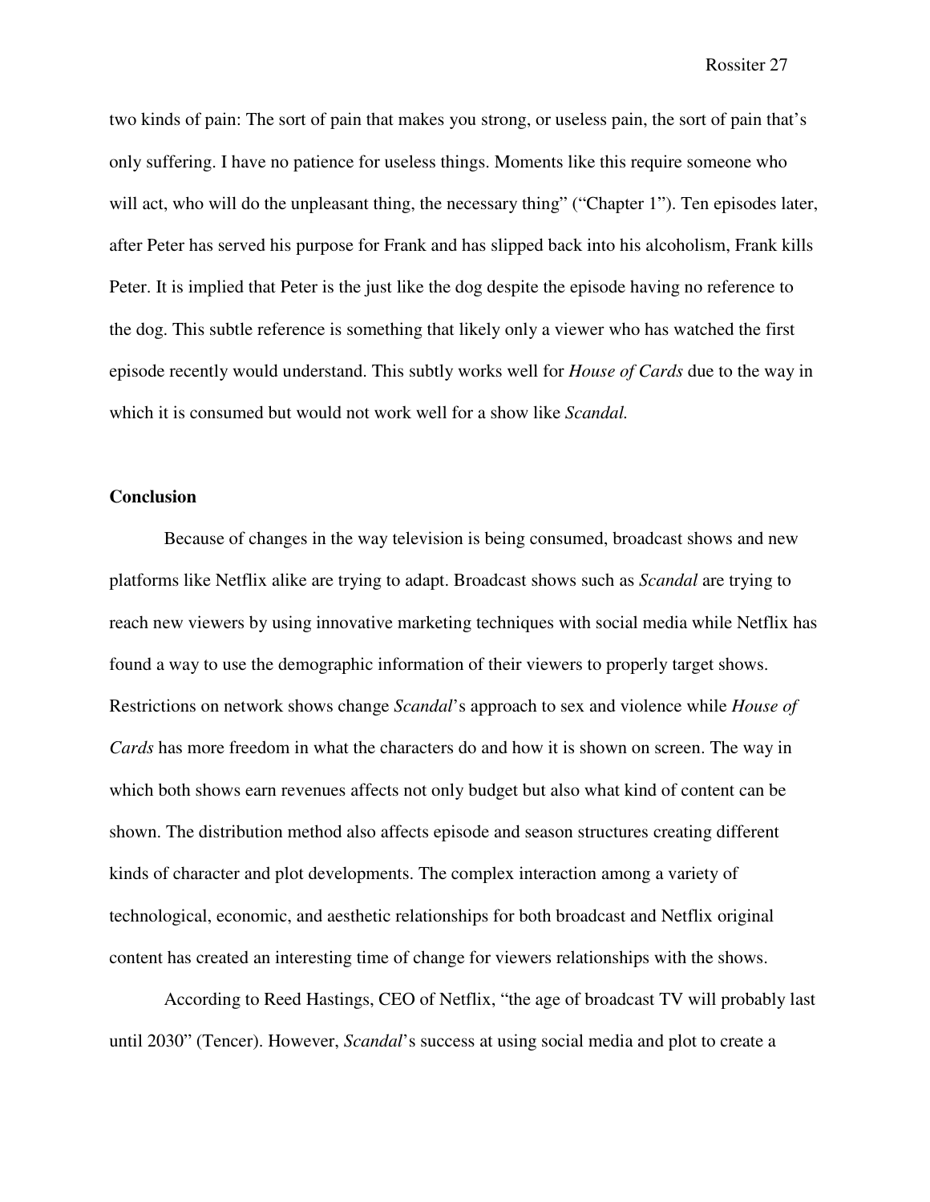two kinds of pain: The sort of pain that makes you strong, or useless pain, the sort of pain that's only suffering. I have no patience for useless things. Moments like this require someone who will act, who will do the unpleasant thing, the necessary thing" ("Chapter 1"). Ten episodes later, after Peter has served his purpose for Frank and has slipped back into his alcoholism, Frank kills Peter. It is implied that Peter is the just like the dog despite the episode having no reference to the dog. This subtle reference is something that likely only a viewer who has watched the first episode recently would understand. This subtly works well for *House of Cards* due to the way in which it is consumed but would not work well for a show like *Scandal.*

**Conclusion**

Because of changes in the way television is being consumed, broadcast shows and new platforms like Netflix alike are trying to adapt. Broadcast shows such as *Scandal* are trying to reach new viewers by using innovative marketing techniques with social media while Netflix has found a way to use the demographic information of their viewers to properly target shows. Restrictions on network shows change *Scandal*'s approach to sex and violence while *House of Cards* has more freedom in what the characters do and how it is shown on screen. The way in which both shows earn revenues affects not only budget but also what kind of content can be shown. The distribution method also affects episode and season structures creating different kinds of character and plot developments. The complex interaction among a variety of technological, economic, and aesthetic relationships for both broadcast and Netflix original content has created an interesting time of change for viewers relationships with the shows.

According to Reed Hastings, CEO of Netflix, "the age of broadcast TV will probably last until 2030" (Tencer). However, *Scandal*'s success at using social media and plot to create a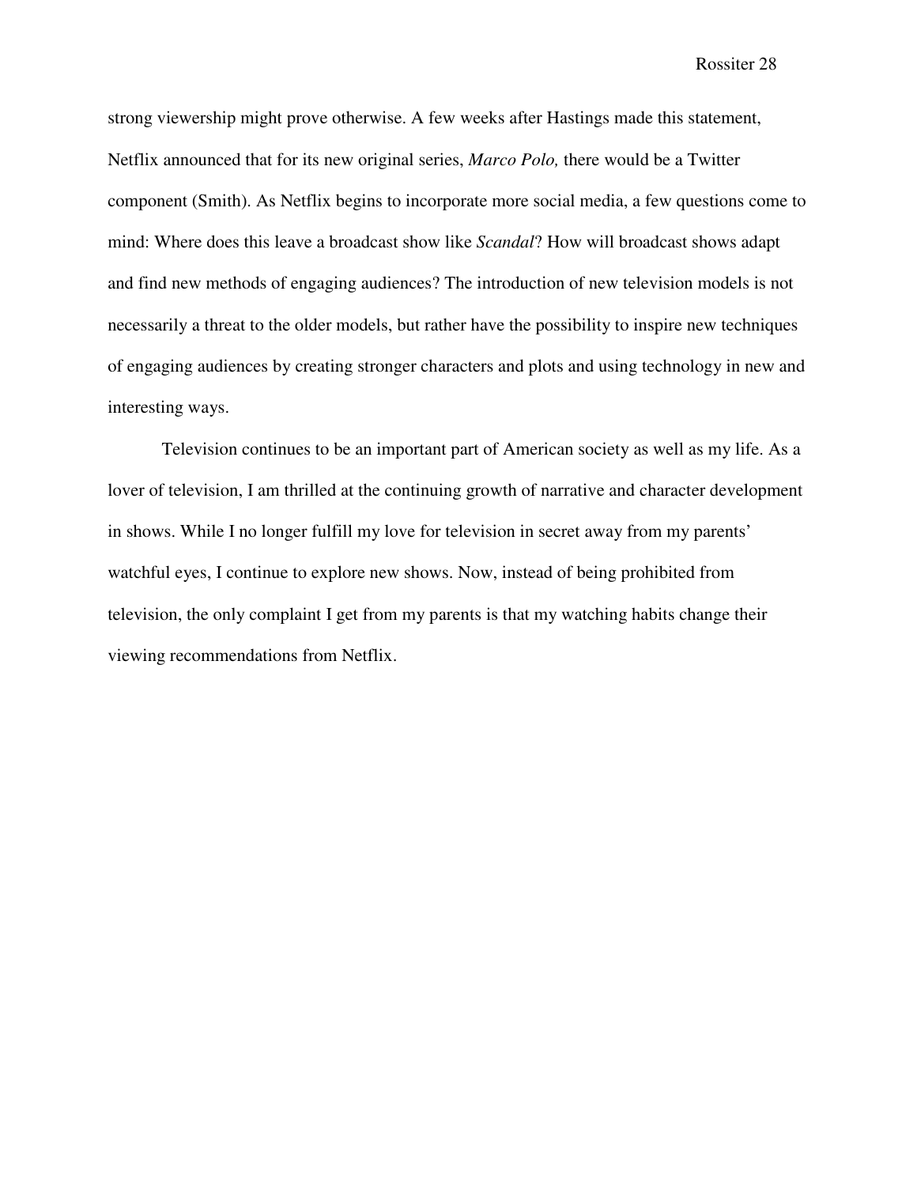strong viewership might prove otherwise. A few weeks after Hastings made this statement, Netflix announced that for its new original series, *Marco Polo,* there would be a Twitter component (Smith). As Netflix begins to incorporate more social media, a few questions come to mind: Where does this leave a broadcast show like *Scandal*? How will broadcast shows adapt and find new methods of engaging audiences? The introduction of new television models is not necessarily a threat to the older models, but rather have the possibility to inspire new techniques of engaging audiences by creating stronger characters and plots and using technology in new and interesting ways.

Television continues to be an important part of American society as well as my life. As a lover of television, I am thrilled at the continuing growth of narrative and character development in shows. While I no longer fulfill my love for television in secret away from my parents' watchful eyes, I continue to explore new shows. Now, instead of being prohibited from television, the only complaint I get from my parents is that my watching habits change their viewing recommendations from Netflix.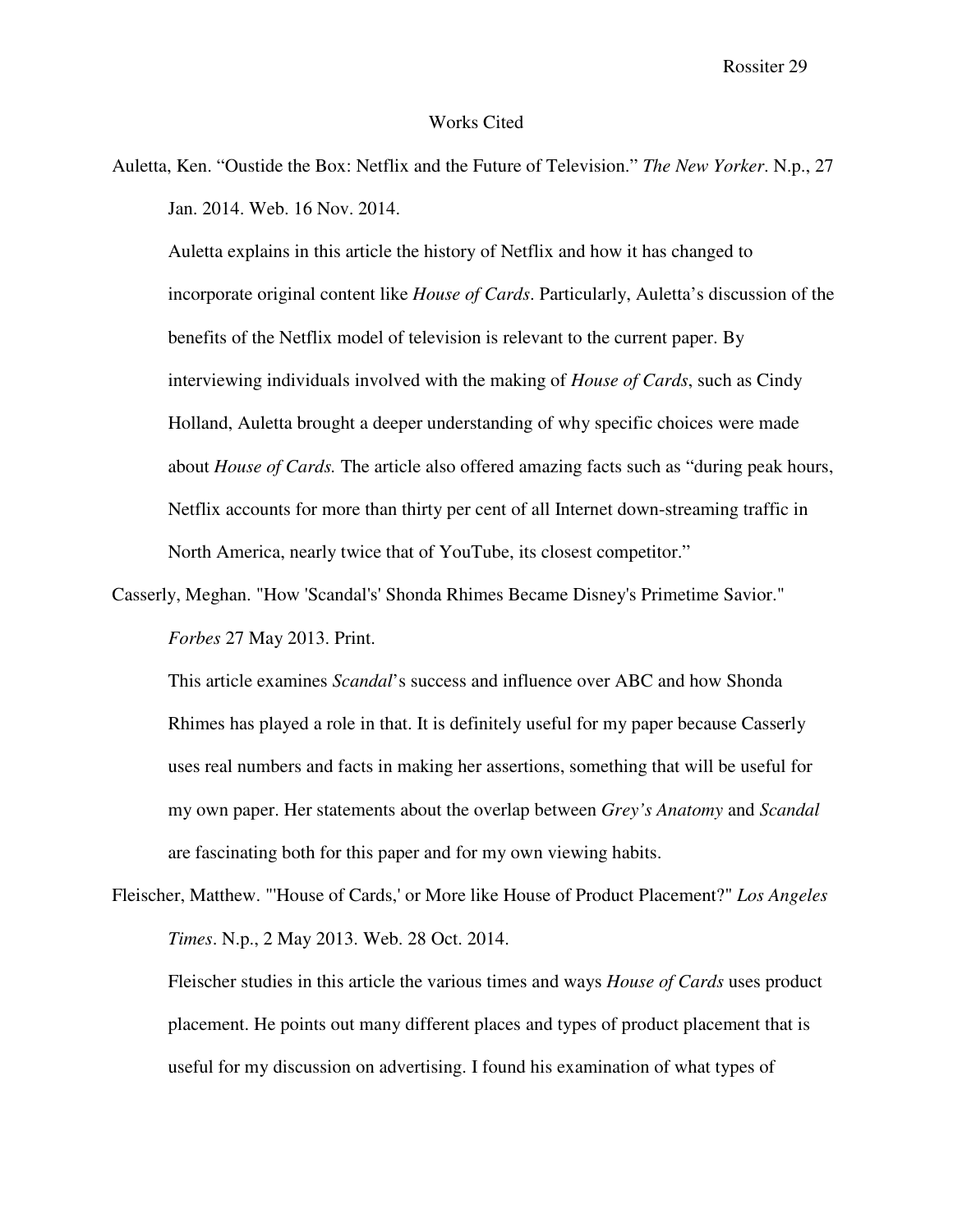# Works Cited

Auletta, Ken. "Oustide the Box: Netflix and the Future of Television." *The New Yorker*. N.p., 27 Jan. 2014. Web. 16 Nov. 2014.

Auletta explains in this article the history of Netflix and how it has changed to incorporate original content like *House of Cards*. Particularly, Auletta's discussion of the benefits of the Netflix model of television is relevant to the current paper. By interviewing individuals involved with the making of *House of Cards*, such as Cindy Holland, Auletta brought a deeper understanding of why specific choices were made about *House of Cards.* The article also offered amazing facts such as "during peak hours, Netflix accounts for more than thirty per cent of all Internet down-streaming traffic in North America, nearly twice that of YouTube, its closest competitor."

Casserly, Meghan. "How 'Scandal's' Shonda Rhimes Became Disney's Primetime Savior." *Forbes* 27 May 2013. Print.

This article examines *Scandal*'s success and influence over ABC and how Shonda Rhimes has played a role in that. It is definitely useful for my paper because Casserly uses real numbers and facts in making her assertions, something that will be useful for my own paper. Her statements about the overlap between *Grey's Anatomy* and *Scandal* are fascinating both for this paper and for my own viewing habits.

Fleischer, Matthew. "'House of Cards,' or More like House of Product Placement?" *Los Angeles Times*. N.p., 2 May 2013. Web. 28 Oct. 2014.

Fleischer studies in this article the various times and ways *House of Cards* uses product placement. He points out many different places and types of product placement that is useful for my discussion on advertising. I found his examination of what types of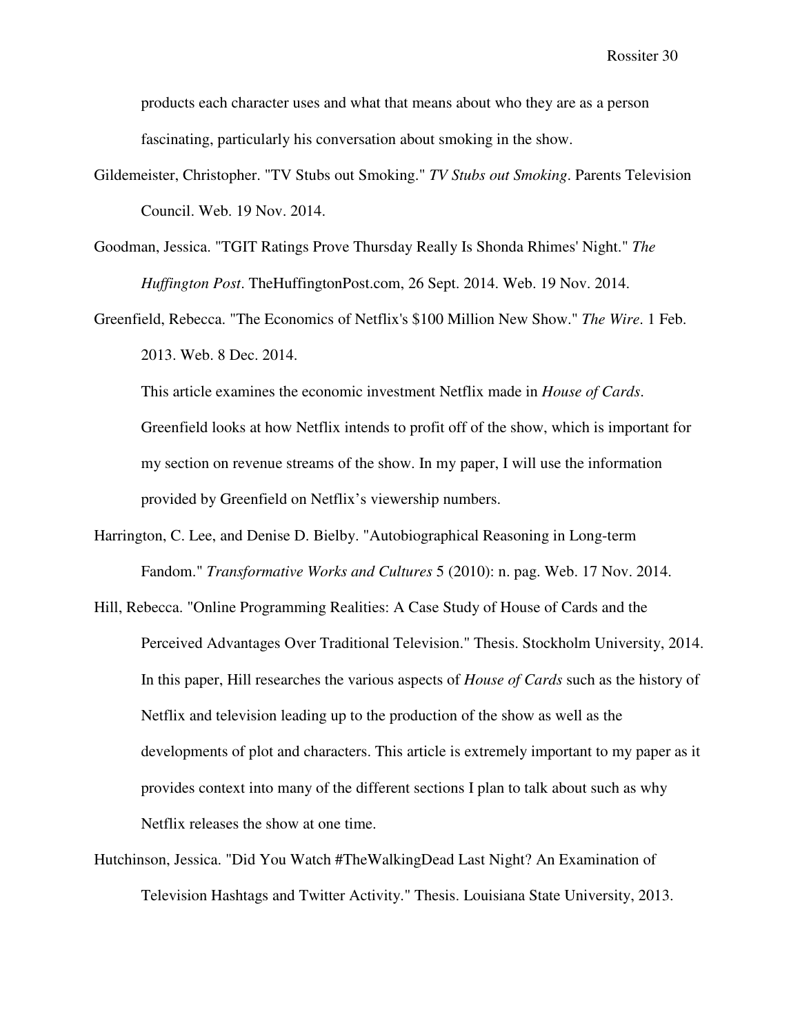products each character uses and what that means about who they are as a person fascinating, particularly his conversation about smoking in the show.

Gildemeister, Christopher. "TV Stubs out Smoking." *TV Stubs out Smoking*. Parents Television Council. Web. 19 Nov. 2014.

Goodman, Jessica. "TGIT Ratings Prove Thursday Really Is Shonda Rhimes' Night." *The Huffington Post*. TheHuffingtonPost.com, 26 Sept. 2014. Web. 19 Nov. 2014.

Greenfield, Rebecca. "The Economics of Netflix's $100 Million New Show." *The Wire*. 1 Feb. 2013. Web. 8 Dec. 2014.

This article examines the economic investment Netflix made in *House of Cards*. Greenfield looks at how Netflix intends to profit off of the show, which is important for my section on revenue streams of the show. In my paper, I will use the information provided by Greenfield on Netflix's viewership numbers.

Harrington, C. Lee, and Denise D. Bielby. "Autobiographical Reasoning in Long-term Fandom." *Transformative Works and Cultures* 5 (2010): n. pag. Web. 17 Nov. 2014.

Hill, Rebecca. "Online Programming Realities: A Case Study of House of Cards and the Perceived Advantages Over Traditional Television." Thesis. Stockholm University, 2014. In this paper, Hill researches the various aspects of *House of Cards* such as the history of Netflix and television leading up to the production of the show as well as the developments of plot and characters. This article is extremely important to my paper as it provides context into many of the different sections I plan to talk about such as why Netflix releases the show at one time.

Hutchinson, Jessica. "Did You Watch #TheWalkingDead Last Night? An Examination of Television Hashtags and Twitter Activity." Thesis. Louisiana State University, 2013.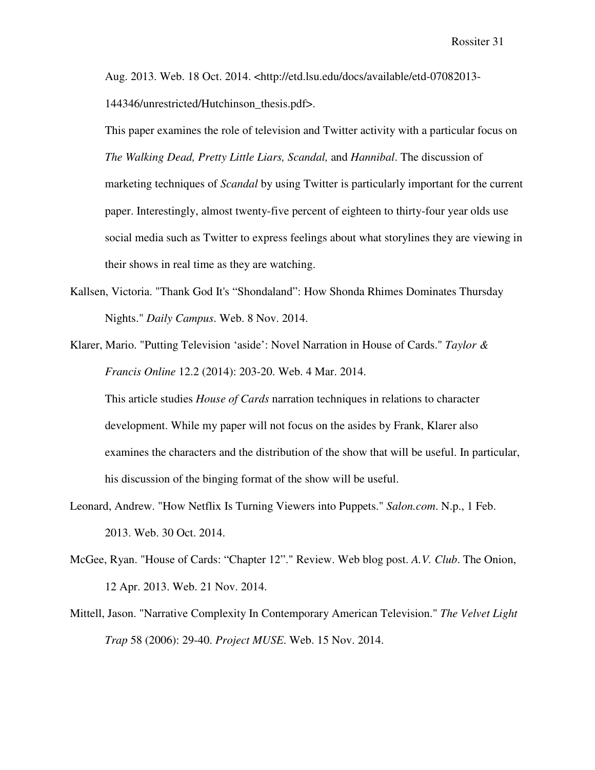Aug. 2013. Web. 18 Oct. 2014. <http://etd.lsu.edu/docs/available/etd-07082013-144346/unrestricted/Hutchinson_thesis.pdf>.

This paper examines the role of television and Twitter activity with a particular focus on *The Walking Dead, Pretty Little Liars, Scandal,* and *Hannibal*. The discussion of marketing techniques of *Scandal* by using Twitter is particularly important for the current paper. Interestingly, almost twenty-five percent of eighteen to thirty-four year olds use social media such as Twitter to express feelings about what storylines they are viewing in their shows in real time as they are watching.

Kallsen, Victoria. "Thank God It's "Shondaland": How Shonda Rhimes Dominates Thursday Nights." *Daily Campus*. Web. 8 Nov. 2014.

Klarer, Mario. "Putting Television 'aside': Novel Narration in House of Cards." *Taylor & Francis Online* 12.2 (2014): 203-20. Web. 4 Mar. 2014.

This article studies *House of Cards* narration techniques in relations to character development. While my paper will not focus on the asides by Frank, Klarer also examines the characters and the distribution of the show that will be useful. In particular, his discussion of the binging format of the show will be useful.

Leonard, Andrew. "How Netflix Is Turning Viewers into Puppets." *Salon.com*. N.p., 1 Feb. 2013. Web. 30 Oct. 2014.

McGee, Ryan. "House of Cards: "Chapter 12"." Review. Web blog post. *A.V. Club*. The Onion, 12 Apr. 2013. Web. 21 Nov. 2014.

Mittell, Jason. "Narrative Complexity In Contemporary American Television." *The Velvet Light Trap* 58 (2006): 29-40. *Project MUSE*. Web. 15 Nov. 2014.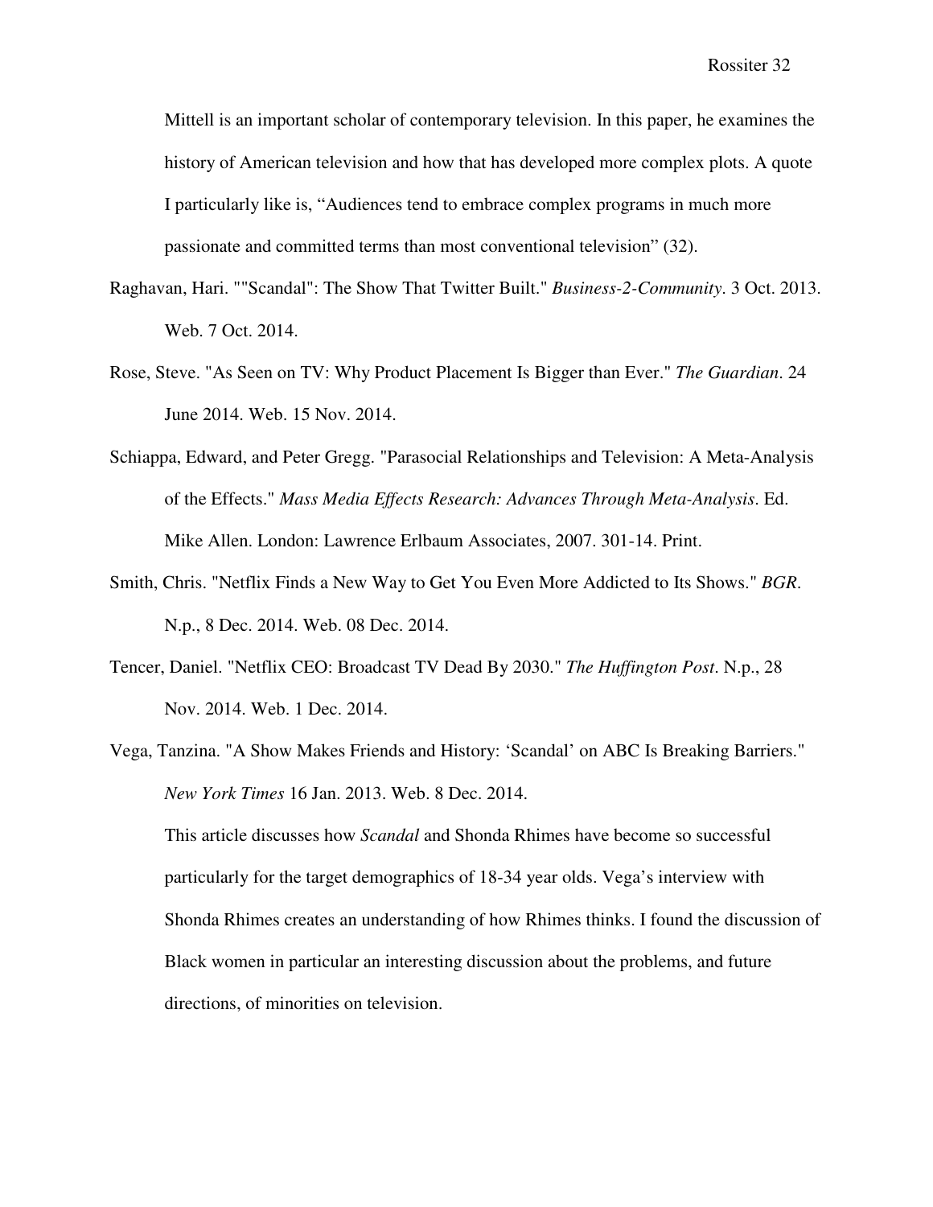Mittell is an important scholar of contemporary television. In this paper, he examines the history of American television and how that has developed more complex plots. A quote I particularly like is, "Audiences tend to embrace complex programs in much more passionate and committed terms than most conventional television" (32).

Raghavan, Hari. ""Scandal": The Show That Twitter Built." *Business-2-Community*. 3 Oct. 2013. Web. 7 Oct. 2014.

Rose, Steve. "As Seen on TV: Why Product Placement Is Bigger than Ever." *The Guardian*. 24 June 2014. Web. 15 Nov. 2014.

Schiappa, Edward, and Peter Gregg. "Parasocial Relationships and Television: A Meta-Analysis of the Effects." *Mass Media Effects Research: Advances Through Meta-Analysis*. Ed. Mike Allen. London: Lawrence Erlbaum Associates, 2007. 301-14. Print.

Smith, Chris. "Netflix Finds a New Way to Get You Even More Addicted to Its Shows." *BGR*. N.p., 8 Dec. 2014. Web. 08 Dec. 2014.

Tencer, Daniel. "Netflix CEO: Broadcast TV Dead By 2030." *The Huffington Post*. N.p., 28 Nov. 2014. Web. 1 Dec. 2014.

Vega, Tanzina. "A Show Makes Friends and History: 'Scandal' on ABC Is Breaking Barriers." *New York Times* 16 Jan. 2013. Web. 8 Dec. 2014.

This article discusses how *Scandal* and Shonda Rhimes have become so successful particularly for the target demographics of 18-34 year olds. Vega's interview with Shonda Rhimes creates an understanding of how Rhimes thinks. I found the discussion of Black women in particular an interesting discussion about the problems, and future directions, of minorities on television.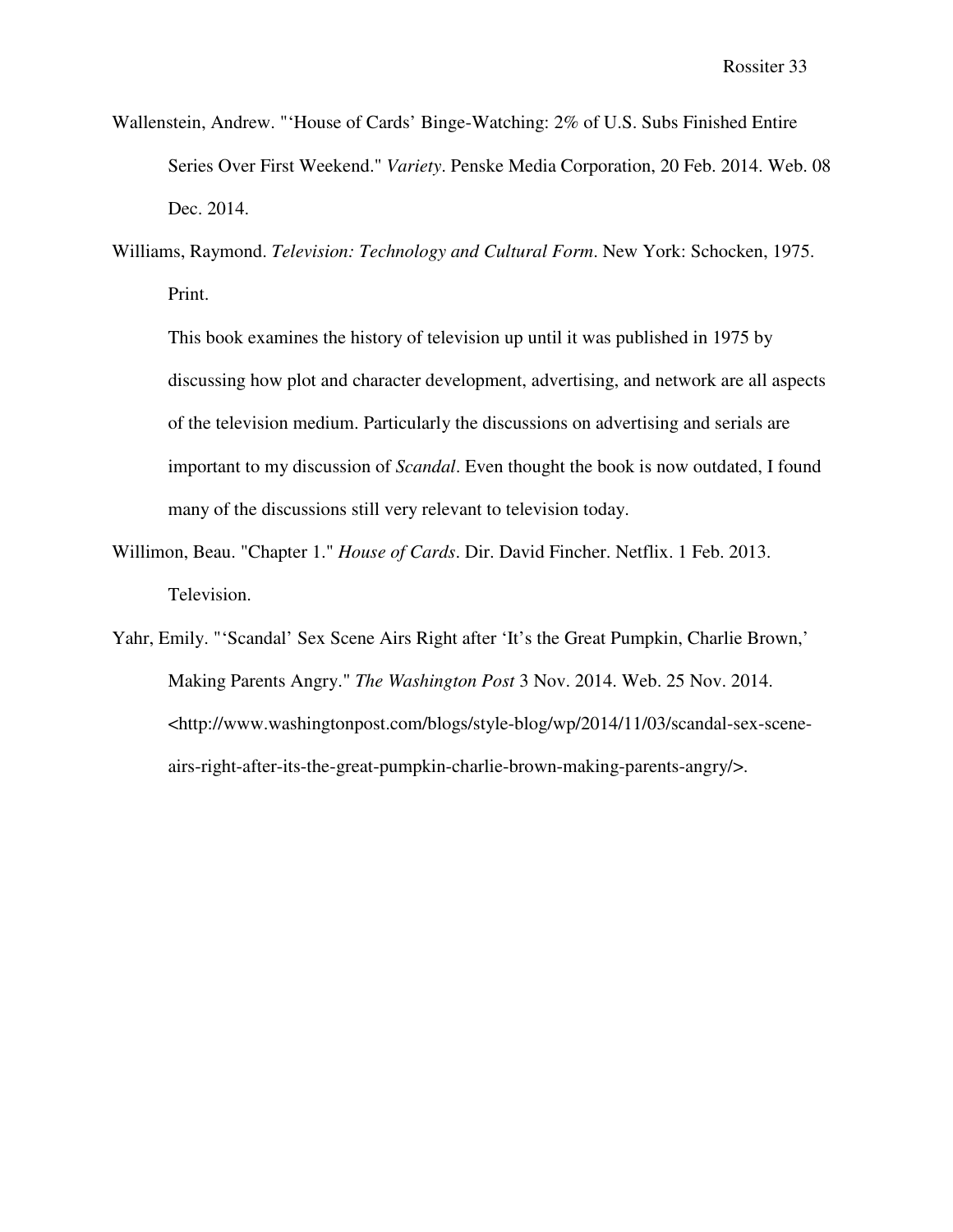Wallenstein, Andrew. "'House of Cards' Binge-Watching: 2% of U.S. Subs Finished Entire Series Over First Weekend." *Variety*. Penske Media Corporation, 20 Feb. 2014. Web. 08 Dec. 2014.

Williams, Raymond. *Television: Technology and Cultural Form*. New York: Schocken, 1975. Print.

This book examines the history of television up until it was published in 1975 by discussing how plot and character development, advertising, and network are all aspects of the television medium. Particularly the discussions on advertising and serials are important to my discussion of *Scandal*. Even thought the book is now outdated, I found many of the discussions still very relevant to television today.

Willimon, Beau. "Chapter 1." *House of Cards*. Dir. David Fincher. Netflix. 1 Feb. 2013. Television.

Yahr, Emily. "'Scandal' Sex Scene Airs Right after 'It's the Great Pumpkin, Charlie Brown,' Making Parents Angry." *The Washington Post* 3 Nov. 2014. Web. 25 Nov. 2014. <http://www.washingtonpost.com/blogs/style-blog/wp/2014/11/03/scandal-sex-scene-airs-right-after-its-the-great-pumpkin-charlie-brown-making-parents-angry/>.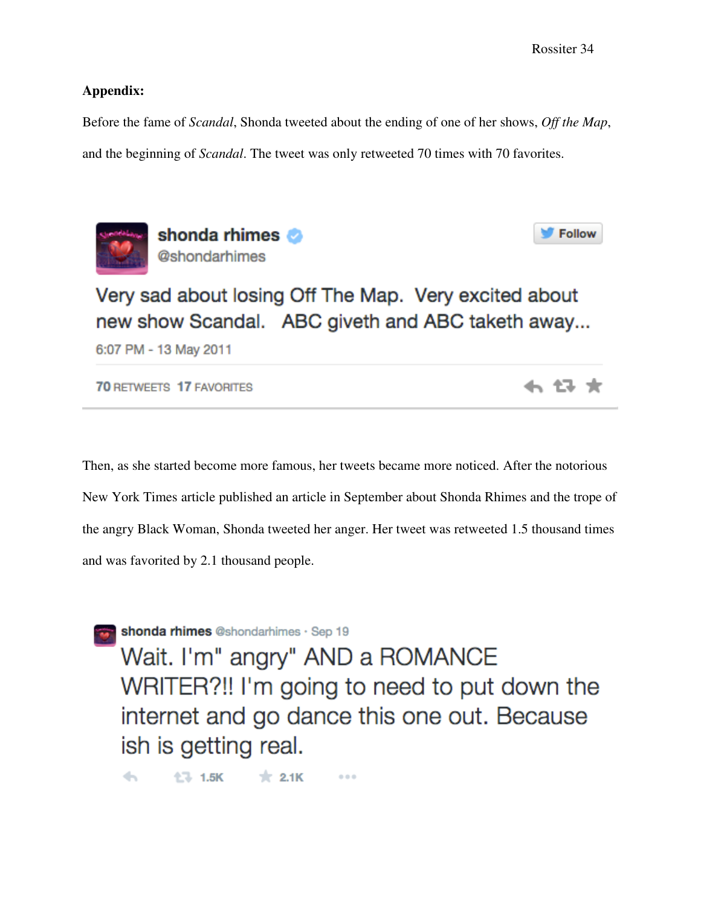**Appendix:**

Before the fame of *Scandal*, Shonda tweeted about the ending of one of her shows, *Off the Map*, and the beginning of *Scandal*. The tweet was only retweeted 70 times with 70 favorites.

shonda rhimes
@shondarhimes

Follow

Very sad about losing Off The Map. Very excited about new show Scandal. ABC giveth and ABC taketh away...

6:07 PM - 13 May 2011

70 RETWEETS 17 FAVORITES

Then, as she started become more famous, her tweets became more noticed. After the notorious New York Times article published an article in September about Shonda Rhimes and the trope of the angry Black Woman, Shonda tweeted her anger. Her tweet was retweeted 1.5 thousand times and was favorited by 2.1 thousand people.

shonda rhimes @shondarhimes · Sep 19

Wait. I'm" angry" AND a ROMANCE WRITER?!! I'm going to need to put down the internet and go dance this one out. Because ish is getting real.

1.5K 2.1K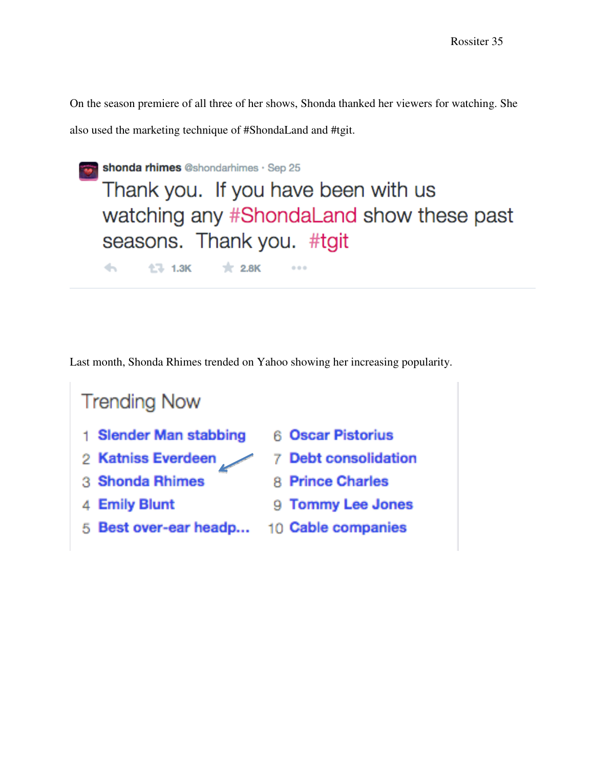On the season premiere of all three of her shows, Shonda thanked her viewers for watching. She also used the marketing technique of #ShondaLand and #tgit.

shonda rhimes @shondarhimes · Sep 25

Thank you. If you have been with us watching any #ShondaLand show these past seasons. Thank you. #tgit

1.3K 2.8K

Last month, Shonda Rhimes trended on Yahoo showing her increasing popularity.

Trending Now

1 Slender Man stabbing
2 Katniss Everdeen
3 Shonda Rhimes
4 Emily Blunt
5 Best over-ear headp...
6 Oscar Pistorius
7 Debt consolidation
8 Prince Charles
9 Tommy Lee Jones
10 Cable companies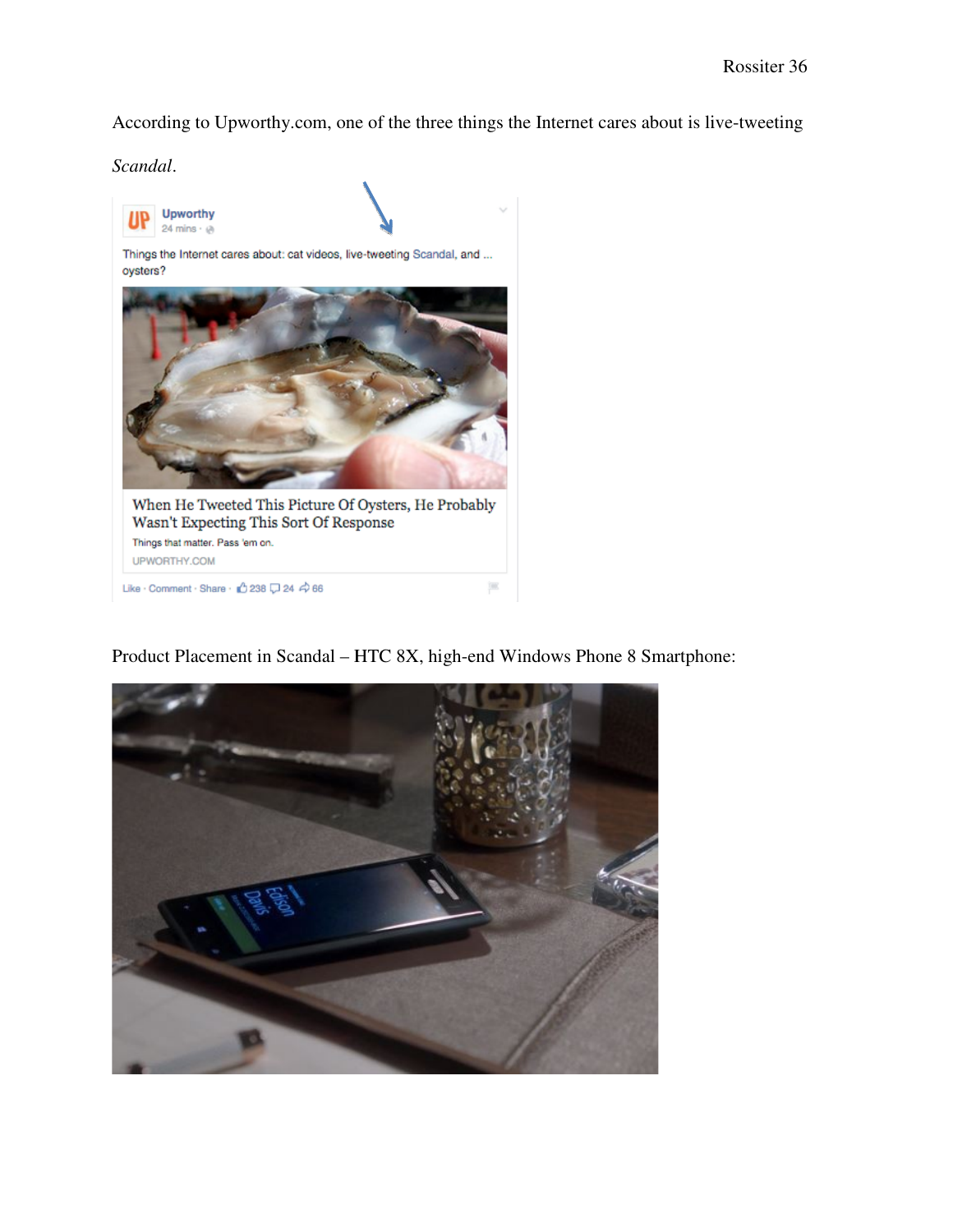According to Upworthy.com, one of the three things the Internet cares about is live-tweeting *Scandal*.

Product Placement in Scandal – HTC 8X, high-end Windows Phone 8 Smartphone: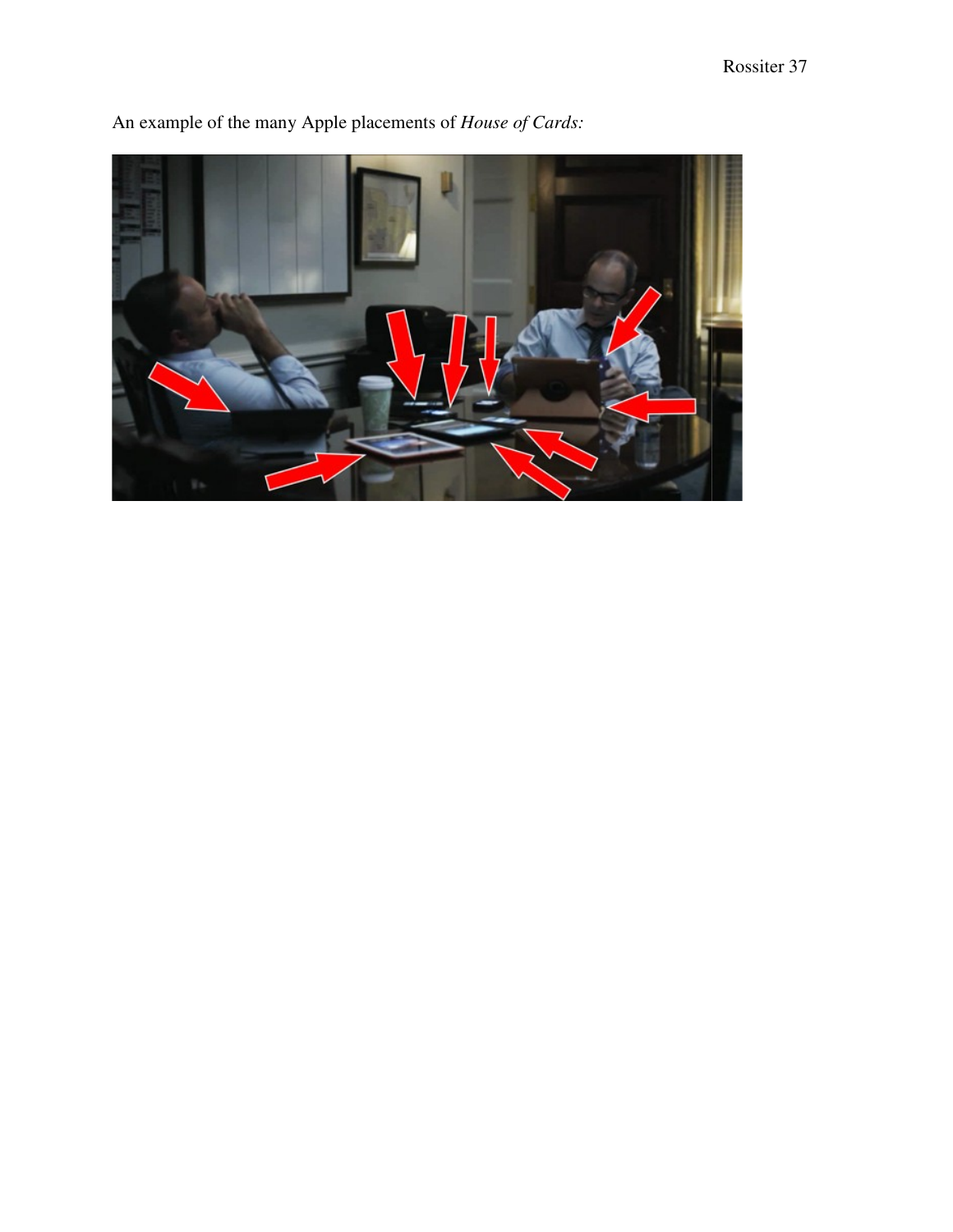An example of the many Apple placements of *House of Cards:*